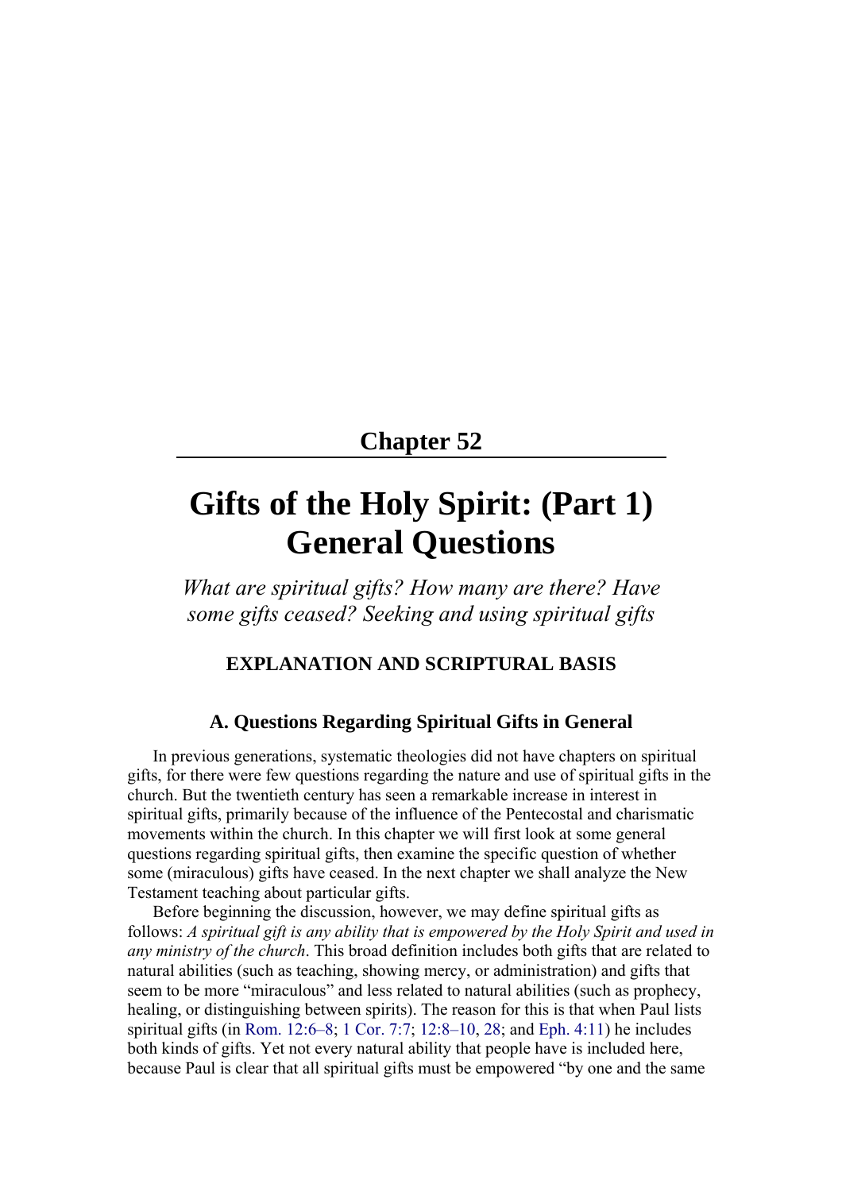## Chapter 52

# Gifts of the Holy Spirit: (Part 1) General Questions

*What are spiritual gifts? How many are there? Have some gifts ceased? Seeking and using spiritual gifts*

### EXPLANATION AND SCRIPTURAL BASIS

### A. Questions Regarding Spiritual Gifts in General

In previous generations, systematic theologies did not have chapters on spiritual gifts, for there were few questions regarding the nature and use of spiritual gifts in the church. But the twentieth century has seen a remarkable increase in interest in spiritual gifts, primarily because of the influence of the Pentecostal and charismatic movements within the church. In this chapter we will first look at some general questions regarding spiritual gifts, then examine the specific question of whether some (miraculous) gifts have ceased. In the next chapter we shall analyze the New Testament teaching about particular gifts.

Before beginning the discussion, however, we may define spiritual gifts as follows: *A spiritual gift is any ability that is empowered by the Holy Spirit and used in any ministry of the church*. This broad definition includes both gifts that are related to natural abilities (such as teaching, showing mercy, or administration) and gifts that seem to be more "miraculous" and less related to natural abilities (such as prophecy, healing, or distinguishing between spirits). The reason for this is that when Paul lists spiritual gifts (in Rom. 12:6–8; 1 Cor. 7:7; 12:8–10, 28; and Eph. 4:11) he includes both kinds of gifts. Yet not every natural ability that people have is included here, because Paul is clear that all spiritual gifts must be empowered "by one and the same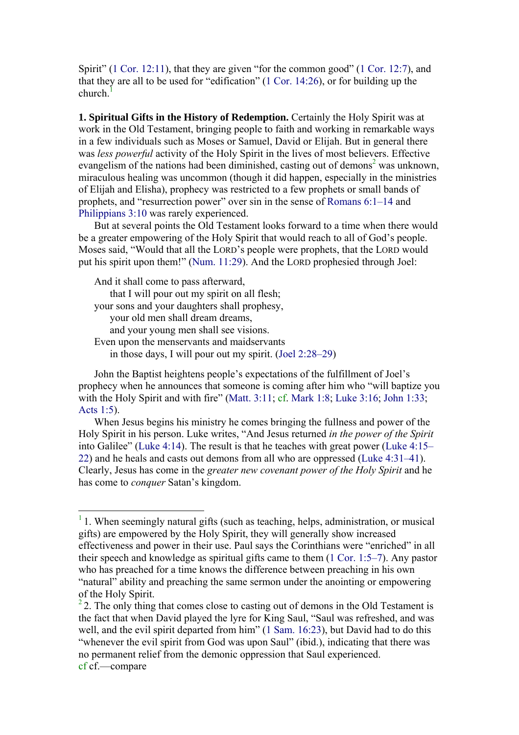Spirit" (1 Cor. 12:11), that they are given "for the common good" (1 Cor. 12:7), and that they are all to be used for "edification" (1 Cor. 14:26), or for building up the church.[1]

**1. Spiritual Gifts in the History of Redemption.** Certainly the Holy Spirit was at work in the Old Testament, bringing people to faith and working in remarkable ways in a few individuals such as Moses or Samuel, David or Elijah. But in general there was *less powerful* activity of the Holy Spirit in the lives of most believers. Effective evangelism of the nations had been diminished, casting out of demons[2] was unknown, miraculous healing was uncommon (though it did happen, especially in the ministries of Elijah and Elisha), prophecy was restricted to a few prophets or small bands of prophets, and "resurrection power" over sin in the sense of Romans 6:1–14 and Philippians 3:10 was rarely experienced.

But at several points the Old Testament looks forward to a time when there would be a greater empowering of the Holy Spirit that would reach to all of God's people. Moses said, "Would that all the LORD's people were prophets, that the LORD would put his spirit upon them!" (Num. 11:29). And the LORD prophesied through Joel:

> And it shall come to pass afterward,
> that I will pour out my spirit on all flesh;
> your sons and your daughters shall prophesy,
> your old men shall dream dreams,
> and your young men shall see visions.
> Even upon the menservants and maidservants
> in those days, I will pour out my spirit. (Joel 2:28–29)

John the Baptist heightens people's expectations of the fulfillment of Joel's prophecy when he announces that someone is coming after him who "will baptize you with the Holy Spirit and with fire" (Matt. 3:11; cf. Mark 1:8; Luke 3:16; John 1:33; Acts 1:5).

When Jesus begins his ministry he comes bringing the fullness and power of the Holy Spirit in his person. Luke writes, "And Jesus returned *in the power of the Spirit* into Galilee" (Luke 4:14). The result is that he teaches with great power (Luke 4:15–22) and he heals and casts out demons from all who are oppressed (Luke 4:31–41). Clearly, Jesus has come in the *greater new covenant power of the Holy Spirit* and he has come to *conquer* Satan's kingdom.

---

[1] 1. When seemingly natural gifts (such as teaching, helps, administration, or musical gifts) are empowered by the Holy Spirit, they will generally show increased effectiveness and power in their use. Paul says the Corinthians were "enriched" in all their speech and knowledge as spiritual gifts came to them (1 Cor. 1:5–7). Any pastor who has preached for a time knows the difference between preaching in his own "natural" ability and preaching the same sermon under the anointing or empowering of the Holy Spirit.

[2] 2. The only thing that comes close to casting out of demons in the Old Testament is the fact that when David played the lyre for King Saul, "Saul was refreshed, and was well, and the evil spirit departed from him" (1 Sam. 16:23), but David had to do this "whenever the evil spirit from God was upon Saul" (ibid.), indicating that there was no permanent relief from the demonic oppression that Saul experienced.

cf cf.—compare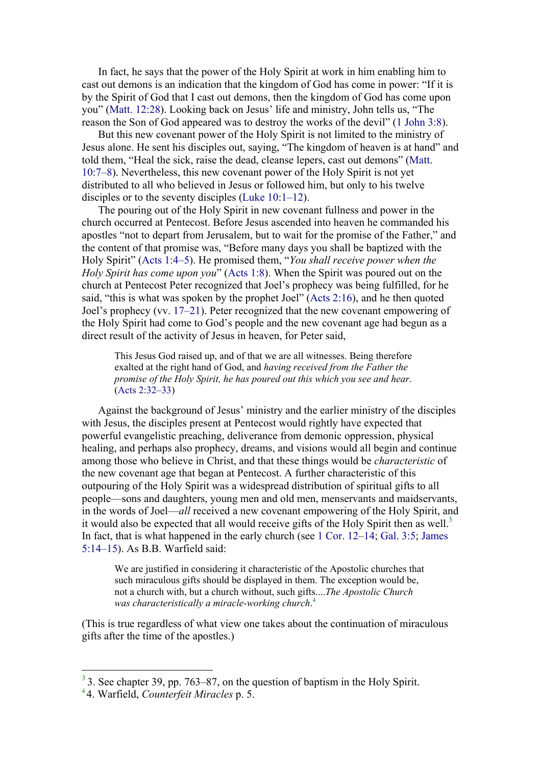In fact, he says that the power of the Holy Spirit at work in him enabling him to cast out demons is an indication that the kingdom of God has come in power: "If it is by the Spirit of God that I cast out demons, then the kingdom of God has come upon you" (Matt. 12:28). Looking back on Jesus' life and ministry, John tells us, "The reason the Son of God appeared was to destroy the works of the devil" (1 John 3:8).

But this new covenant power of the Holy Spirit is not limited to the ministry of Jesus alone. He sent his disciples out, saying, "The kingdom of heaven is at hand" and told them, "Heal the sick, raise the dead, cleanse lepers, cast out demons" (Matt. 10:7–8). Nevertheless, this new covenant power of the Holy Spirit is not yet distributed to all who believed in Jesus or followed him, but only to his twelve disciples or to the seventy disciples (Luke 10:1–12).

The pouring out of the Holy Spirit in new covenant fullness and power in the church occurred at Pentecost. Before Jesus ascended into heaven he commanded his apostles "not to depart from Jerusalem, but to wait for the promise of the Father," and the content of that promise was, "Before many days you shall be baptized with the Holy Spirit" (Acts 1:4–5). He promised them, "*You shall receive power when the Holy Spirit has come upon you*" (Acts 1:8). When the Spirit was poured out on the church at Pentecost Peter recognized that Joel's prophecy was being fulfilled, for he said, "this is what was spoken by the prophet Joel" (Acts 2:16), and he then quoted Joel's prophecy (vv. 17–21). Peter recognized that the new covenant empowering of the Holy Spirit had come to God's people and the new covenant age had begun as a direct result of the activity of Jesus in heaven, for Peter said,

> This Jesus God raised up, and of that we are all witnesses. Being therefore exalted at the right hand of God, and *having received from the Father the promise of the Holy Spirit, he has poured out this which you see and hear*. (Acts 2:32–33)

Against the background of Jesus' ministry and the earlier ministry of the disciples with Jesus, the disciples present at Pentecost would rightly have expected that powerful evangelistic preaching, deliverance from demonic oppression, physical healing, and perhaps also prophecy, dreams, and visions would all begin and continue among those who believe in Christ, and that these things would be *characteristic* of the new covenant age that began at Pentecost. A further characteristic of this outpouring of the Holy Spirit was a widespread distribution of spiritual gifts to all people—sons and daughters, young men and old men, menservants and maidservants, in the words of Joel—*all* received a new covenant empowering of the Holy Spirit, and it would also be expected that all would receive gifts of the Holy Spirit then as well.[3] In fact, that is what happened in the early church (see 1 Cor. 12–14; Gal. 3:5; James 5:14–15). As B.B. Warfield said:

> We are justified in considering it characteristic of the Apostolic churches that such miraculous gifts should be displayed in them. The exception would be, not a church with, but a church without, such gifts....*The Apostolic Church was characteristically a miracle-working church*.[4]

(This is true regardless of what view one takes about the continuation of miraculous gifts after the time of the apostles.)

---

[3] 3. See chapter 39, pp. 763–87, on the question of baptism in the Holy Spirit.

[4] 4. Warfield, *Counterfeit Miracles* p. 5.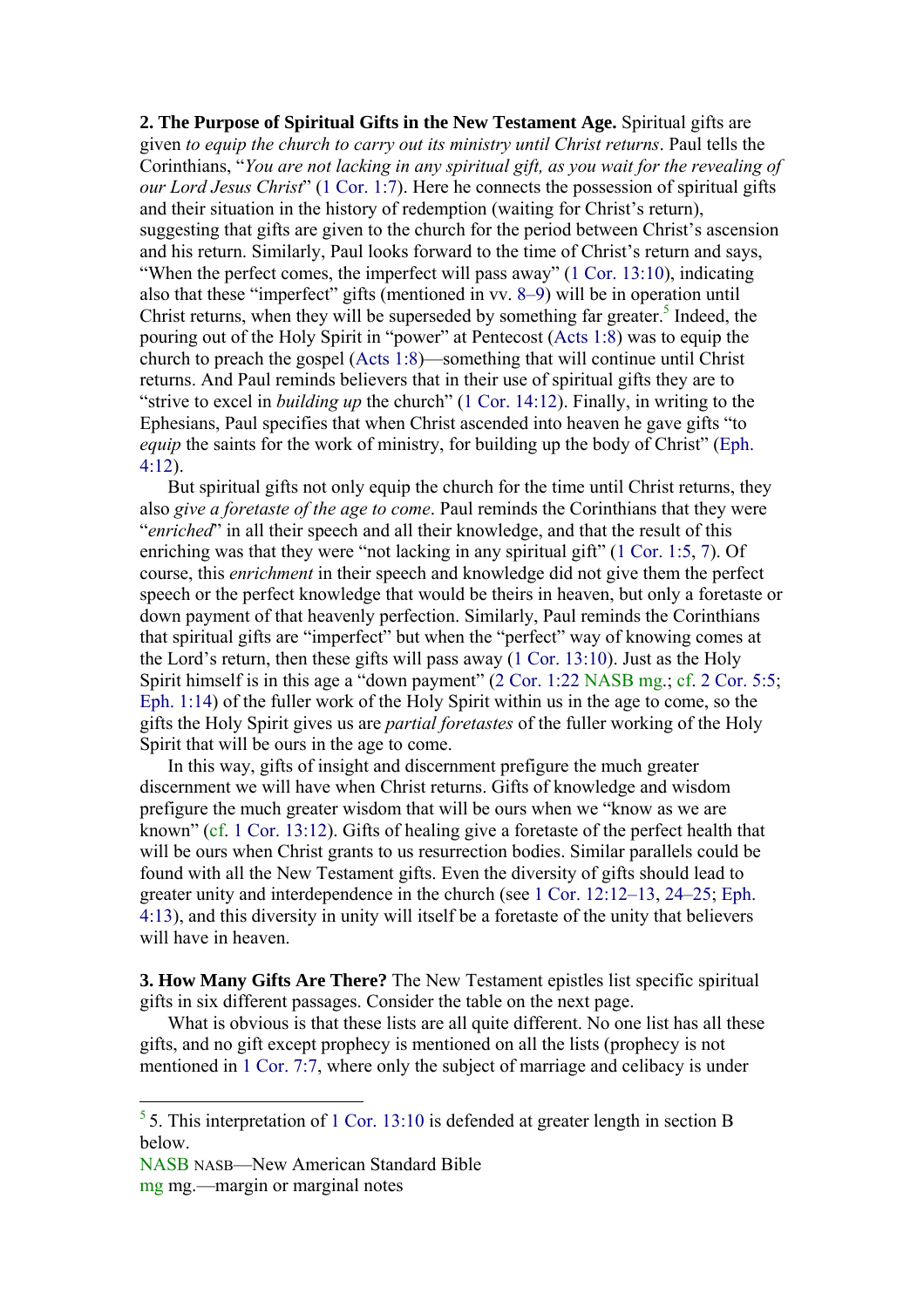**2. The Purpose of Spiritual Gifts in the New Testament Age.** Spiritual gifts are given *to equip the church to carry out its ministry until Christ returns*. Paul tells the Corinthians, "*You are not lacking in any spiritual gift, as you wait for the revealing of our Lord Jesus Christ*" (1 Cor. 1:7). Here he connects the possession of spiritual gifts and their situation in the history of redemption (waiting for Christ's return), suggesting that gifts are given to the church for the period between Christ's ascension and his return. Similarly, Paul looks forward to the time of Christ's return and says, "When the perfect comes, the imperfect will pass away" (1 Cor. 13:10), indicating also that these "imperfect" gifts (mentioned in vv. 8–9) will be in operation until Christ returns, when they will be superseded by something far greater.[5] Indeed, the pouring out of the Holy Spirit in "power" at Pentecost (Acts 1:8) was to equip the church to preach the gospel (Acts 1:8)—something that will continue until Christ returns. And Paul reminds believers that in their use of spiritual gifts they are to "strive to excel in *building up* the church" (1 Cor. 14:12). Finally, in writing to the Ephesians, Paul specifies that when Christ ascended into heaven he gave gifts "to *equip* the saints for the work of ministry, for building up the body of Christ" (Eph. 4:12).

But spiritual gifts not only equip the church for the time until Christ returns, they also *give a foretaste of the age to come*. Paul reminds the Corinthians that they were "*enriched*" in all their speech and all their knowledge, and that the result of this enriching was that they were "not lacking in any spiritual gift" (1 Cor. 1:5, 7). Of course, this *enrichment* in their speech and knowledge did not give them the perfect speech or the perfect knowledge that would be theirs in heaven, but only a foretaste or down payment of that heavenly perfection. Similarly, Paul reminds the Corinthians that spiritual gifts are "imperfect" but when the "perfect" way of knowing comes at the Lord's return, then these gifts will pass away (1 Cor. 13:10). Just as the Holy Spirit himself is in this age a "down payment" (2 Cor. 1:22 NASB mg.; cf. 2 Cor. 5:5; Eph. 1:14) of the fuller work of the Holy Spirit within us in the age to come, so the gifts the Holy Spirit gives us are *partial foretastes* of the fuller working of the Holy Spirit that will be ours in the age to come.

In this way, gifts of insight and discernment prefigure the much greater discernment we will have when Christ returns. Gifts of knowledge and wisdom prefigure the much greater wisdom that will be ours when we "know as we are known" (cf. 1 Cor. 13:12). Gifts of healing give a foretaste of the perfect health that will be ours when Christ grants to us resurrection bodies. Similar parallels could be found with all the New Testament gifts. Even the diversity of gifts should lead to greater unity and interdependence in the church (see 1 Cor. 12:12–13, 24–25; Eph. 4:13), and this diversity in unity will itself be a foretaste of the unity that believers will have in heaven.

**3. How Many Gifts Are There?** The New Testament epistles list specific spiritual gifts in six different passages. Consider the table on the next page.

What is obvious is that these lists are all quite different. No one list has all these gifts, and no gift except prophecy is mentioned on all the lists (prophecy is not mentioned in 1 Cor. 7:7, where only the subject of marriage and celibacy is under

---

[5] 5. This interpretation of 1 Cor. 13:10 is defended at greater length in section B below.

NASB NASB—New American Standard Bible

mg mg.—margin or marginal notes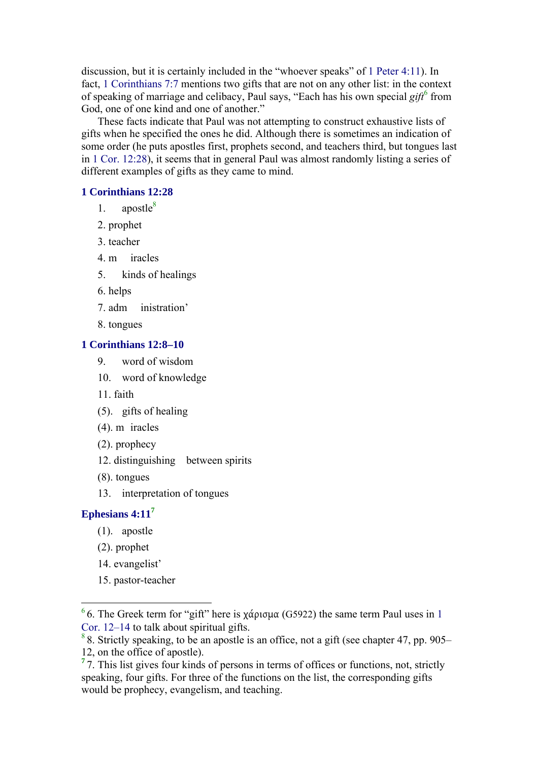discussion, but it is certainly included in the "whoever speaks" of 1 Peter 4:11). In fact, 1 Corinthians 7:7 mentions two gifts that are not on any other list: in the context of speaking of marriage and celibacy, Paul says, "Each has his own special *gift*[6] from God, one of one kind and one of another."

These facts indicate that Paul was not attempting to construct exhaustive lists of gifts when he specified the ones he did. Although there is sometimes an indication of some order (he puts apostles first, prophets second, and teachers third, but tongues last in 1 Cor. 12:28), it seems that in general Paul was almost randomly listing a series of different examples of gifts as they came to mind.

### 1 Corinthians 12:28

1. apostle[8]
2. prophet
3. teacher
4. miracles
5. kinds of healings
6. helps
7. administration'
8. tongues

### 1 Corinthians 12:8–10

9. word of wisdom
10. word of knowledge
11. faith

(5). gifts of healing

(4). miracles

(2). prophecy

12. distinguishing between spirits

(8). tongues

13. interpretation of tongues

### Ephesians 4:11[7]

(1). apostle

(2). prophet

14. evangelist'
15. pastor-teacher

---

[6] 6. The Greek term for "gift" here is χάρισμα (G5922) the same term Paul uses in 1 Cor. 12–14 to talk about spiritual gifts.

[8] 8. Strictly speaking, to be an apostle is an office, not a gift (see chapter 47, pp. 905–12, on the office of apostle).

[7] 7. This list gives four kinds of persons in terms of offices or functions, not, strictly speaking, four gifts. For three of the functions on the list, the corresponding gifts would be prophecy, evangelism, and teaching.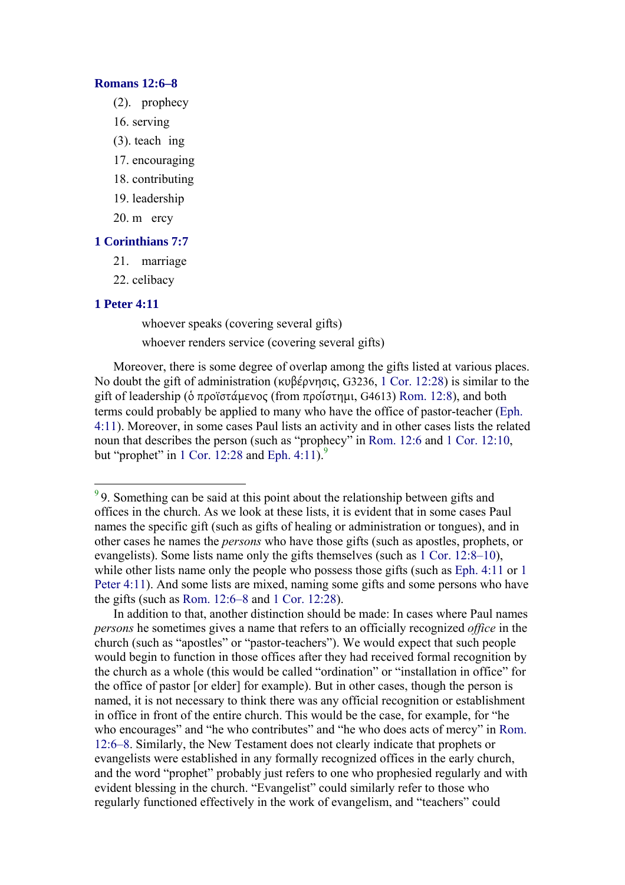### Romans 12:6–8

(2). prophecy

16. serving

(3). teach ing

17. encouraging

18. contributing

19. leadership

20. m ercy

### 1 Corinthians 7:7

21. marriage

22. celibacy

### 1 Peter 4:11

whoever speaks (covering several gifts)

whoever renders service (covering several gifts)

Moreover, there is some degree of overlap among the gifts listed at various places. No doubt the gift of administration (κυβέρνησις, G3236, 1 Cor. 12:28) is similar to the gift of leadership (ὁ προϊστάμενος (from προΐστημι, G4613) Rom. 12:8), and both terms could probably be applied to many who have the office of pastor-teacher (Eph. 4:11). Moreover, in some cases Paul lists an activity and in other cases lists the related noun that describes the person (such as "prophecy" in Rom. 12:6 and 1 Cor. 12:10, but "prophet" in 1 Cor. 12:28 and Eph. 4:11).[9]

---

[9] 9. Something can be said at this point about the relationship between gifts and offices in the church. As we look at these lists, it is evident that in some cases Paul names the specific gift (such as gifts of healing or administration or tongues), and in other cases he names the *persons* who have those gifts (such as apostles, prophets, or evangelists). Some lists name only the gifts themselves (such as 1 Cor. 12:8–10), while other lists name only the people who possess those gifts (such as Eph. 4:11 or 1 Peter 4:11). And some lists are mixed, naming some gifts and some persons who have the gifts (such as Rom. 12:6–8 and 1 Cor. 12:28).

In addition to that, another distinction should be made: In cases where Paul names *persons* he sometimes gives a name that refers to an officially recognized *office* in the church (such as "apostles" or "pastor-teachers"). We would expect that such people would begin to function in those offices after they had received formal recognition by the church as a whole (this would be called "ordination" or "installation in office" for the office of pastor [or elder] for example). But in other cases, though the person is named, it is not necessary to think there was any official recognition or establishment in office in front of the entire church. This would be the case, for example, for "he who encourages" and "he who contributes" and "he who does acts of mercy" in Rom. 12:6–8. Similarly, the New Testament does not clearly indicate that prophets or evangelists were established in any formally recognized offices in the early church, and the word "prophet" probably just refers to one who prophesied regularly and with evident blessing in the church. "Evangelist" could similarly refer to those who regularly functioned effectively in the work of evangelism, and "teachers" could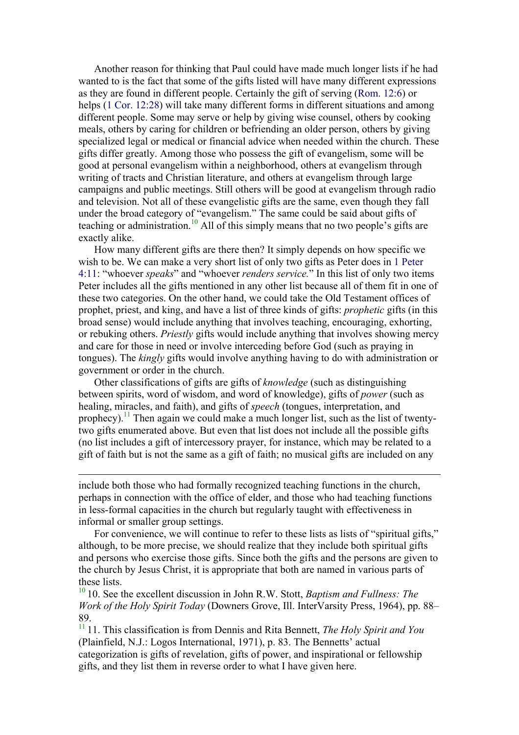Another reason for thinking that Paul could have made much longer lists if he had wanted to is the fact that some of the gifts listed will have many different expressions as they are found in different people. Certainly the gift of serving (Rom. 12:6) or helps (1 Cor. 12:28) will take many different forms in different situations and among different people. Some may serve or help by giving wise counsel, others by cooking meals, others by caring for children or befriending an older person, others by giving specialized legal or medical or financial advice when needed within the church. These gifts differ greatly. Among those who possess the gift of evangelism, some will be good at personal evangelism within a neighborhood, others at evangelism through writing of tracts and Christian literature, and others at evangelism through large campaigns and public meetings. Still others will be good at evangelism through radio and television. Not all of these evangelistic gifts are the same, even though they fall under the broad category of "evangelism." The same could be said about gifts of teaching or administration.[10] All of this simply means that no two people's gifts are exactly alike.

How many different gifts are there then? It simply depends on how specific we wish to be. We can make a very short list of only two gifts as Peter does in 1 Peter 4:11: "whoever *speaks*" and "whoever *renders service.*" In this list of only two items Peter includes all the gifts mentioned in any other list because all of them fit in one of these two categories. On the other hand, we could take the Old Testament offices of prophet, priest, and king, and have a list of three kinds of gifts: *prophetic* gifts (in this broad sense) would include anything that involves teaching, encouraging, exhorting, or rebuking others. *Priestly* gifts would include anything that involves showing mercy and care for those in need or involve interceding before God (such as praying in tongues). The *kingly* gifts would involve anything having to do with administration or government or order in the church.

Other classifications of gifts are gifts of *knowledge* (such as distinguishing between spirits, word of wisdom, and word of knowledge), gifts of *power* (such as healing, miracles, and faith), and gifts of *speech* (tongues, interpretation, and prophecy).[11] Then again we could make a much longer list, such as the list of twenty-two gifts enumerated above. But even that list does not include all the possible gifts (no list includes a gift of intercessory prayer, for instance, which may be related to a gift of faith but is not the same as a gift of faith; no musical gifts are included on any

---

include both those who had formally recognized teaching functions in the church, perhaps in connection with the office of elder, and those who had teaching functions in less-formal capacities in the church but regularly taught with effectiveness in informal or smaller group settings.

For convenience, we will continue to refer to these lists as lists of "spiritual gifts," although, to be more precise, we should realize that they include both spiritual gifts and persons who exercise those gifts. Since both the gifts and the persons are given to the church by Jesus Christ, it is appropriate that both are named in various parts of these lists.

[10] 10. See the excellent discussion in John R.W. Stott, *Baptism and Fullness: The Work of the Holy Spirit Today* (Downers Grove, Ill. InterVarsity Press, 1964), pp. 88–89.

[11] 11. This classification is from Dennis and Rita Bennett, *The Holy Spirit and You* (Plainfield, N.J.: Logos International, 1971), p. 83. The Bennetts' actual categorization is gifts of revelation, gifts of power, and inspirational or fellowship gifts, and they list them in reverse order to what I have given here.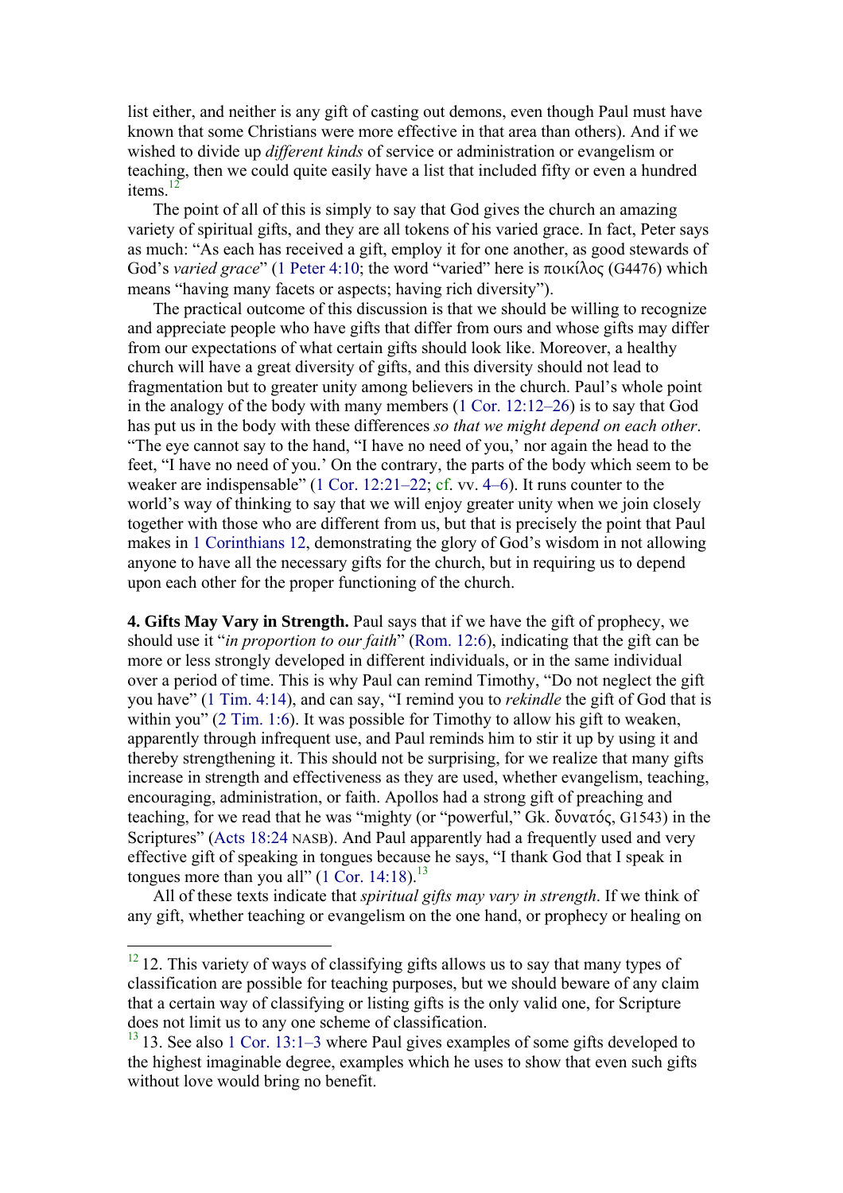list either, and neither is any gift of casting out demons, even though Paul must have known that some Christians were more effective in that area than others). And if we wished to divide up *different kinds* of service or administration or evangelism or teaching, then we could quite easily have a list that included fifty or even a hundred items.[12]

The point of all of this is simply to say that God gives the church an amazing variety of spiritual gifts, and they are all tokens of his varied grace. In fact, Peter says as much: "As each has received a gift, employ it for one another, as good stewards of God's *varied grace*" (1 Peter 4:10; the word "varied" here is ποικίλος (G4476) which means "having many facets or aspects; having rich diversity").

The practical outcome of this discussion is that we should be willing to recognize and appreciate people who have gifts that differ from ours and whose gifts may differ from our expectations of what certain gifts should look like. Moreover, a healthy church will have a great diversity of gifts, and this diversity should not lead to fragmentation but to greater unity among believers in the church. Paul's whole point in the analogy of the body with many members (1 Cor. 12:12–26) is to say that God has put us in the body with these differences *so that we might depend on each other*. "The eye cannot say to the hand, "I have no need of you,' nor again the head to the feet, "I have no need of you.' On the contrary, the parts of the body which seem to be weaker are indispensable" (1 Cor. 12:21–22; cf. vv. 4–6). It runs counter to the world's way of thinking to say that we will enjoy greater unity when we join closely together with those who are different from us, but that is precisely the point that Paul makes in 1 Corinthians 12, demonstrating the glory of God's wisdom in not allowing anyone to have all the necessary gifts for the church, but in requiring us to depend upon each other for the proper functioning of the church.

**4. Gifts May Vary in Strength.** Paul says that if we have the gift of prophecy, we should use it "*in proportion to our faith*" (Rom. 12:6), indicating that the gift can be more or less strongly developed in different individuals, or in the same individual over a period of time. This is why Paul can remind Timothy, "Do not neglect the gift you have" (1 Tim. 4:14), and can say, "I remind you to *rekindle* the gift of God that is within you" (2 Tim. 1:6). It was possible for Timothy to allow his gift to weaken, apparently through infrequent use, and Paul reminds him to stir it up by using it and thereby strengthening it. This should not be surprising, for we realize that many gifts increase in strength and effectiveness as they are used, whether evangelism, teaching, encouraging, administration, or faith. Apollos had a strong gift of preaching and teaching, for we read that he was "mighty (or "powerful," Gk. δυνατός, G1543) in the Scriptures" (Acts 18:24 NASB). And Paul apparently had a frequently used and very effective gift of speaking in tongues because he says, "I thank God that I speak in tongues more than you all" (1 Cor. 14:18).[13]

All of these texts indicate that *spiritual gifts may vary in strength*. If we think of any gift, whether teaching or evangelism on the one hand, or prophecy or healing on

---

[12] 12. This variety of ways of classifying gifts allows us to say that many types of classification are possible for teaching purposes, but we should beware of any claim that a certain way of classifying or listing gifts is the only valid one, for Scripture does not limit us to any one scheme of classification.

[13] 13. See also 1 Cor. 13:1–3 where Paul gives examples of some gifts developed to the highest imaginable degree, examples which he uses to show that even such gifts without love would bring no benefit.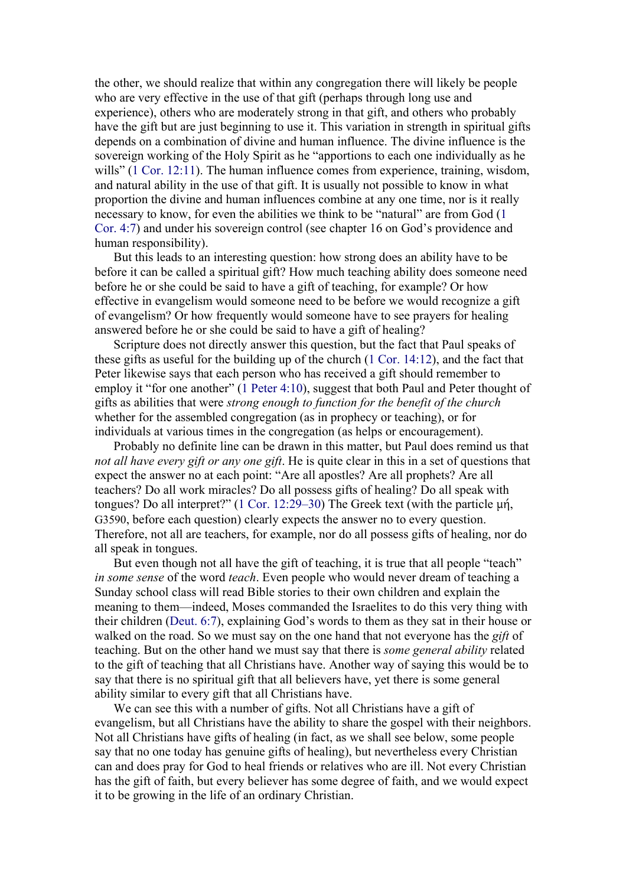the other, we should realize that within any congregation there will likely be people who are very effective in the use of that gift (perhaps through long use and experience), others who are moderately strong in that gift, and others who probably have the gift but are just beginning to use it. This variation in strength in spiritual gifts depends on a combination of divine and human influence. The divine influence is the sovereign working of the Holy Spirit as he "apportions to each one individually as he wills" (1 Cor. 12:11). The human influence comes from experience, training, wisdom, and natural ability in the use of that gift. It is usually not possible to know in what proportion the divine and human influences combine at any one time, nor is it really necessary to know, for even the abilities we think to be "natural" are from God (1 Cor. 4:7) and under his sovereign control (see chapter 16 on God's providence and human responsibility).

But this leads to an interesting question: how strong does an ability have to be before it can be called a spiritual gift? How much teaching ability does someone need before he or she could be said to have a gift of teaching, for example? Or how effective in evangelism would someone need to be before we would recognize a gift of evangelism? Or how frequently would someone have to see prayers for healing answered before he or she could be said to have a gift of healing?

Scripture does not directly answer this question, but the fact that Paul speaks of these gifts as useful for the building up of the church (1 Cor. 14:12), and the fact that Peter likewise says that each person who has received a gift should remember to employ it "for one another" (1 Peter 4:10), suggest that both Paul and Peter thought of gifts as abilities that were *strong enough to function for the benefit of the church* whether for the assembled congregation (as in prophecy or teaching), or for individuals at various times in the congregation (as helps or encouragement).

Probably no definite line can be drawn in this matter, but Paul does remind us that *not all have every gift or any one gift*. He is quite clear in this in a set of questions that expect the answer no at each point: "Are all apostles? Are all prophets? Are all teachers? Do all work miracles? Do all possess gifts of healing? Do all speak with tongues? Do all interpret?" (1 Cor. 12:29–30) The Greek text (with the particle μή, G3590, before each question) clearly expects the answer no to every question. Therefore, not all are teachers, for example, nor do all possess gifts of healing, nor do all speak in tongues.

But even though not all have the gift of teaching, it is true that all people "teach" *in some sense* of the word *teach*. Even people who would never dream of teaching a Sunday school class will read Bible stories to their own children and explain the meaning to them—indeed, Moses commanded the Israelites to do this very thing with their children (Deut. 6:7), explaining God's words to them as they sat in their house or walked on the road. So we must say on the one hand that not everyone has the *gift* of teaching. But on the other hand we must say that there is *some general ability* related to the gift of teaching that all Christians have. Another way of saying this would be to say that there is no spiritual gift that all believers have, yet there is some general ability similar to every gift that all Christians have.

We can see this with a number of gifts. Not all Christians have a gift of evangelism, but all Christians have the ability to share the gospel with their neighbors. Not all Christians have gifts of healing (in fact, as we shall see below, some people say that no one today has genuine gifts of healing), but nevertheless every Christian can and does pray for God to heal friends or relatives who are ill. Not every Christian has the gift of faith, but every believer has some degree of faith, and we would expect it to be growing in the life of an ordinary Christian.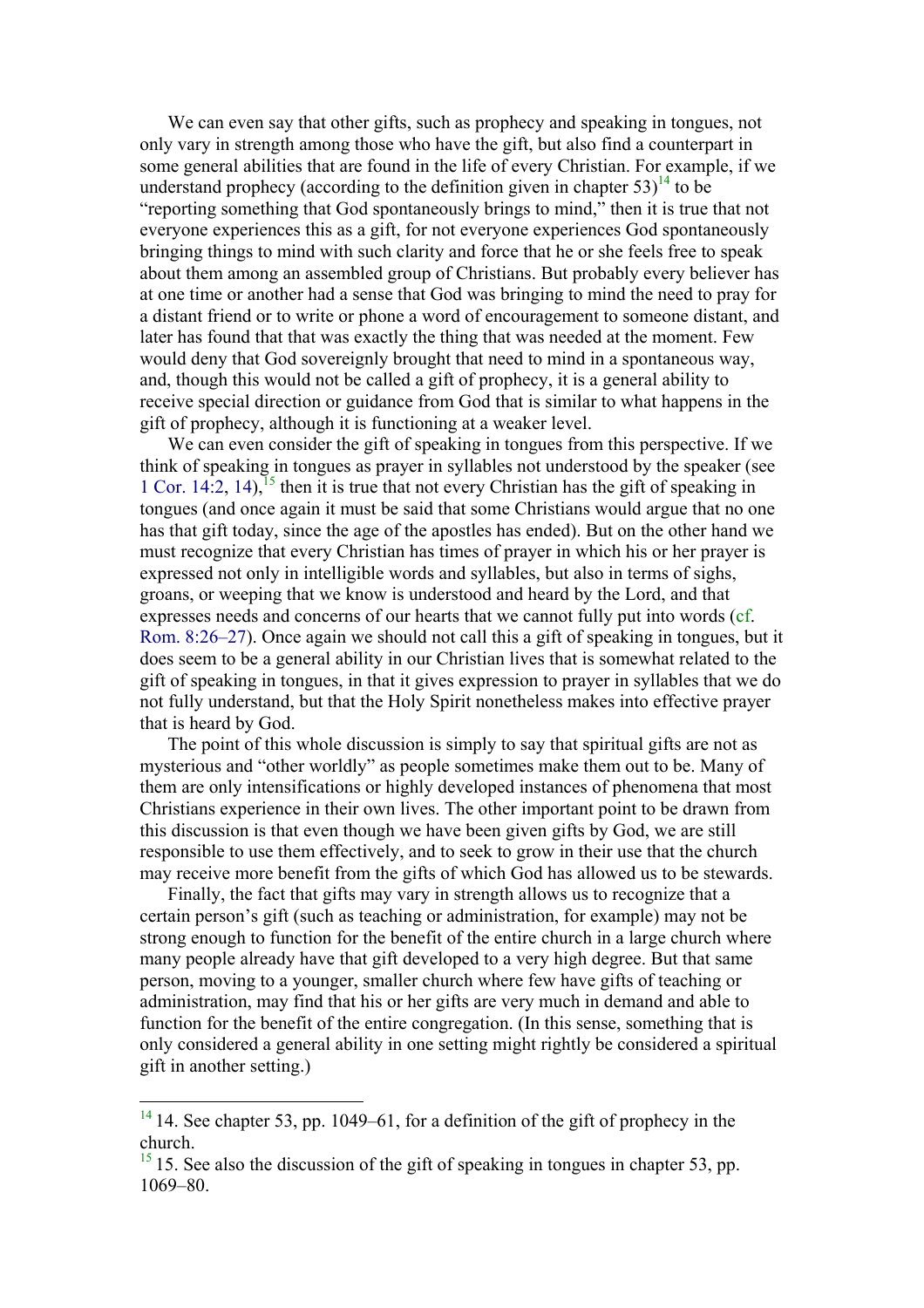We can even say that other gifts, such as prophecy and speaking in tongues, not only vary in strength among those who have the gift, but also find a counterpart in some general abilities that are found in the life of every Christian. For example, if we understand prophecy (according to the definition given in chapter 53)[14] to be "reporting something that God spontaneously brings to mind," then it is true that not everyone experiences this as a gift, for not everyone experiences God spontaneously bringing things to mind with such clarity and force that he or she feels free to speak about them among an assembled group of Christians. But probably every believer has at one time or another had a sense that God was bringing to mind the need to pray for a distant friend or to write or phone a word of encouragement to someone distant, and later has found that that was exactly the thing that was needed at the moment. Few would deny that God sovereignly brought that need to mind in a spontaneous way, and, though this would not be called a gift of prophecy, it is a general ability to receive special direction or guidance from God that is similar to what happens in the gift of prophecy, although it is functioning at a weaker level.

We can even consider the gift of speaking in tongues from this perspective. If we think of speaking in tongues as prayer in syllables not understood by the speaker (see 1 Cor. 14:2, 14),[15] then it is true that not every Christian has the gift of speaking in tongues (and once again it must be said that some Christians would argue that no one has that gift today, since the age of the apostles has ended). But on the other hand we must recognize that every Christian has times of prayer in which his or her prayer is expressed not only in intelligible words and syllables, but also in terms of sighs, groans, or weeping that we know is understood and heard by the Lord, and that expresses needs and concerns of our hearts that we cannot fully put into words (cf. Rom. 8:26–27). Once again we should not call this a gift of speaking in tongues, but it does seem to be a general ability in our Christian lives that is somewhat related to the gift of speaking in tongues, in that it gives expression to prayer in syllables that we do not fully understand, but that the Holy Spirit nonetheless makes into effective prayer that is heard by God.

The point of this whole discussion is simply to say that spiritual gifts are not as mysterious and "other worldly" as people sometimes make them out to be. Many of them are only intensifications or highly developed instances of phenomena that most Christians experience in their own lives. The other important point to be drawn from this discussion is that even though we have been given gifts by God, we are still responsible to use them effectively, and to seek to grow in their use that the church may receive more benefit from the gifts of which God has allowed us to be stewards.

Finally, the fact that gifts may vary in strength allows us to recognize that a certain person's gift (such as teaching or administration, for example) may not be strong enough to function for the benefit of the entire church in a large church where many people already have that gift developed to a very high degree. But that same person, moving to a younger, smaller church where few have gifts of teaching or administration, may find that his or her gifts are very much in demand and able to function for the benefit of the entire congregation. (In this sense, something that is only considered a general ability in one setting might rightly be considered a spiritual gift in another setting.)

---

[14] 14. See chapter 53, pp. 1049–61, for a definition of the gift of prophecy in the church.

[15] 15. See also the discussion of the gift of speaking in tongues in chapter 53, pp. 1069–80.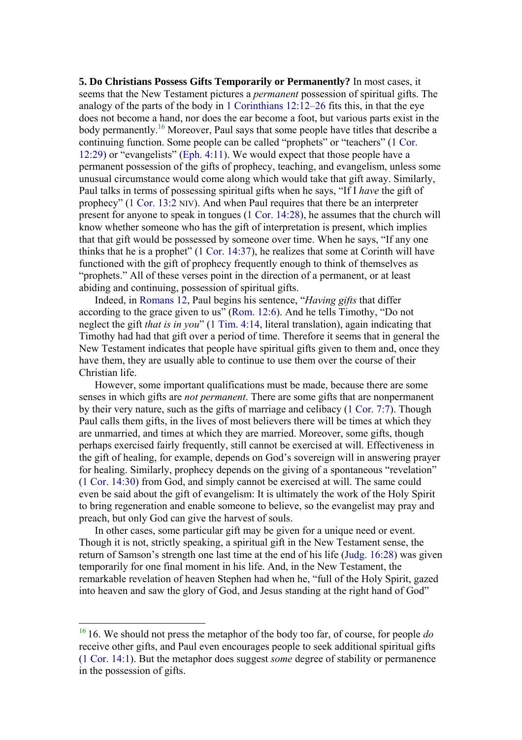**5. Do Christians Possess Gifts Temporarily or Permanently?** In most cases, it seems that the New Testament pictures a *permanent* possession of spiritual gifts. The analogy of the parts of the body in 1 Corinthians 12:12–26 fits this, in that the eye does not become a hand, nor does the ear become a foot, but various parts exist in the body permanently.[16] Moreover, Paul says that some people have titles that describe a continuing function. Some people can be called "prophets" or "teachers" (1 Cor. 12:29) or "evangelists" (Eph. 4:11). We would expect that those people have a permanent possession of the gifts of prophecy, teaching, and evangelism, unless some unusual circumstance would come along which would take that gift away. Similarly, Paul talks in terms of possessing spiritual gifts when he says, "If I *have* the gift of prophecy" (1 Cor. 13:2 NIV). And when Paul requires that there be an interpreter present for anyone to speak in tongues (1 Cor. 14:28), he assumes that the church will know whether someone who has the gift of interpretation is present, which implies that that gift would be possessed by someone over time. When he says, "If any one thinks that he is a prophet" (1 Cor. 14:37), he realizes that some at Corinth will have functioned with the gift of prophecy frequently enough to think of themselves as "prophets." All of these verses point in the direction of a permanent, or at least abiding and continuing, possession of spiritual gifts.

Indeed, in Romans 12, Paul begins his sentence, "*Having gifts* that differ according to the grace given to us" (Rom. 12:6). And he tells Timothy, "Do not neglect the gift *that is in you*" (1 Tim. 4:14, literal translation), again indicating that Timothy had had that gift over a period of time. Therefore it seems that in general the New Testament indicates that people have spiritual gifts given to them and, once they have them, they are usually able to continue to use them over the course of their Christian life.

However, some important qualifications must be made, because there are some senses in which gifts are *not permanent*. There are some gifts that are nonpermanent by their very nature, such as the gifts of marriage and celibacy (1 Cor. 7:7). Though Paul calls them gifts, in the lives of most believers there will be times at which they are unmarried, and times at which they are married. Moreover, some gifts, though perhaps exercised fairly frequently, still cannot be exercised at will. Effectiveness in the gift of healing, for example, depends on God's sovereign will in answering prayer for healing. Similarly, prophecy depends on the giving of a spontaneous "revelation" (1 Cor. 14:30) from God, and simply cannot be exercised at will. The same could even be said about the gift of evangelism: It is ultimately the work of the Holy Spirit to bring regeneration and enable someone to believe, so the evangelist may pray and preach, but only God can give the harvest of souls.

In other cases, some particular gift may be given for a unique need or event. Though it is not, strictly speaking, a spiritual gift in the New Testament sense, the return of Samson's strength one last time at the end of his life (Judg. 16:28) was given temporarily for one final moment in his life. And, in the New Testament, the remarkable revelation of heaven Stephen had when he, "full of the Holy Spirit, gazed into heaven and saw the glory of God, and Jesus standing at the right hand of God"

---

[16] 16. We should not press the metaphor of the body too far, of course, for people *do* receive other gifts, and Paul even encourages people to seek additional spiritual gifts (1 Cor. 14:1). But the metaphor does suggest *some* degree of stability or permanence in the possession of gifts.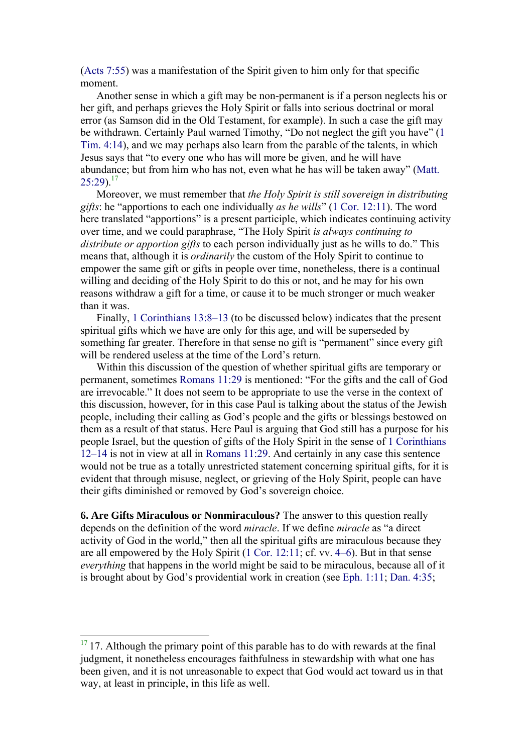(Acts 7:55) was a manifestation of the Spirit given to him only for that specific moment.

Another sense in which a gift may be non-permanent is if a person neglects his or her gift, and perhaps grieves the Holy Spirit or falls into serious doctrinal or moral error (as Samson did in the Old Testament, for example). In such a case the gift may be withdrawn. Certainly Paul warned Timothy, “Do not neglect the gift you have” (1 Tim. 4:14), and we may perhaps also learn from the parable of the talents, in which Jesus says that “to every one who has will more be given, and he will have abundance; but from him who has not, even what he has will be taken away” (Matt. 25:29).[17]

Moreover, we must remember that *the Holy Spirit is still sovereign in distributing gifts*: he “apportions to each one individually *as he wills*” (1 Cor. 12:11). The word here translated “apportions” is a present participle, which indicates continuing activity over time, and we could paraphrase, “The Holy Spirit *is always continuing to distribute or apportion gifts* to each person individually just as he wills to do.” This means that, although it is *ordinarily* the custom of the Holy Spirit to continue to empower the same gift or gifts in people over time, nonetheless, there is a continual willing and deciding of the Holy Spirit to do this or not, and he may for his own reasons withdraw a gift for a time, or cause it to be much stronger or much weaker than it was.

Finally, 1 Corinthians 13:8–13 (to be discussed below) indicates that the present spiritual gifts which we have are only for this age, and will be superseded by something far greater. Therefore in that sense no gift is “permanent” since every gift will be rendered useless at the time of the Lord’s return.

Within this discussion of the question of whether spiritual gifts are temporary or permanent, sometimes Romans 11:29 is mentioned: “For the gifts and the call of God are irrevocable.” It does not seem to be appropriate to use the verse in the context of this discussion, however, for in this case Paul is talking about the status of the Jewish people, including their calling as God’s people and the gifts or blessings bestowed on them as a result of that status. Here Paul is arguing that God still has a purpose for his people Israel, but the question of gifts of the Holy Spirit in the sense of 1 Corinthians 12–14 is not in view at all in Romans 11:29. And certainly in any case this sentence would not be true as a totally unrestricted statement concerning spiritual gifts, for it is evident that through misuse, neglect, or grieving of the Holy Spirit, people can have their gifts diminished or removed by God’s sovereign choice.

**6. Are Gifts Miraculous or Nonmiraculous?** The answer to this question really depends on the definition of the word *miracle*. If we define *miracle* as “a direct activity of God in the world,” then all the spiritual gifts are miraculous because they are all empowered by the Holy Spirit (1 Cor. 12:11; cf. vv. 4–6). But in that sense *everything* that happens in the world might be said to be miraculous, because all of it is brought about by God’s providential work in creation (see Eph. 1:11; Dan. 4:35;

---

[17] 17. Although the primary point of this parable has to do with rewards at the final judgment, it nonetheless encourages faithfulness in stewardship with what one has been given, and it is not unreasonable to expect that God would act toward us in that way, at least in principle, in this life as well.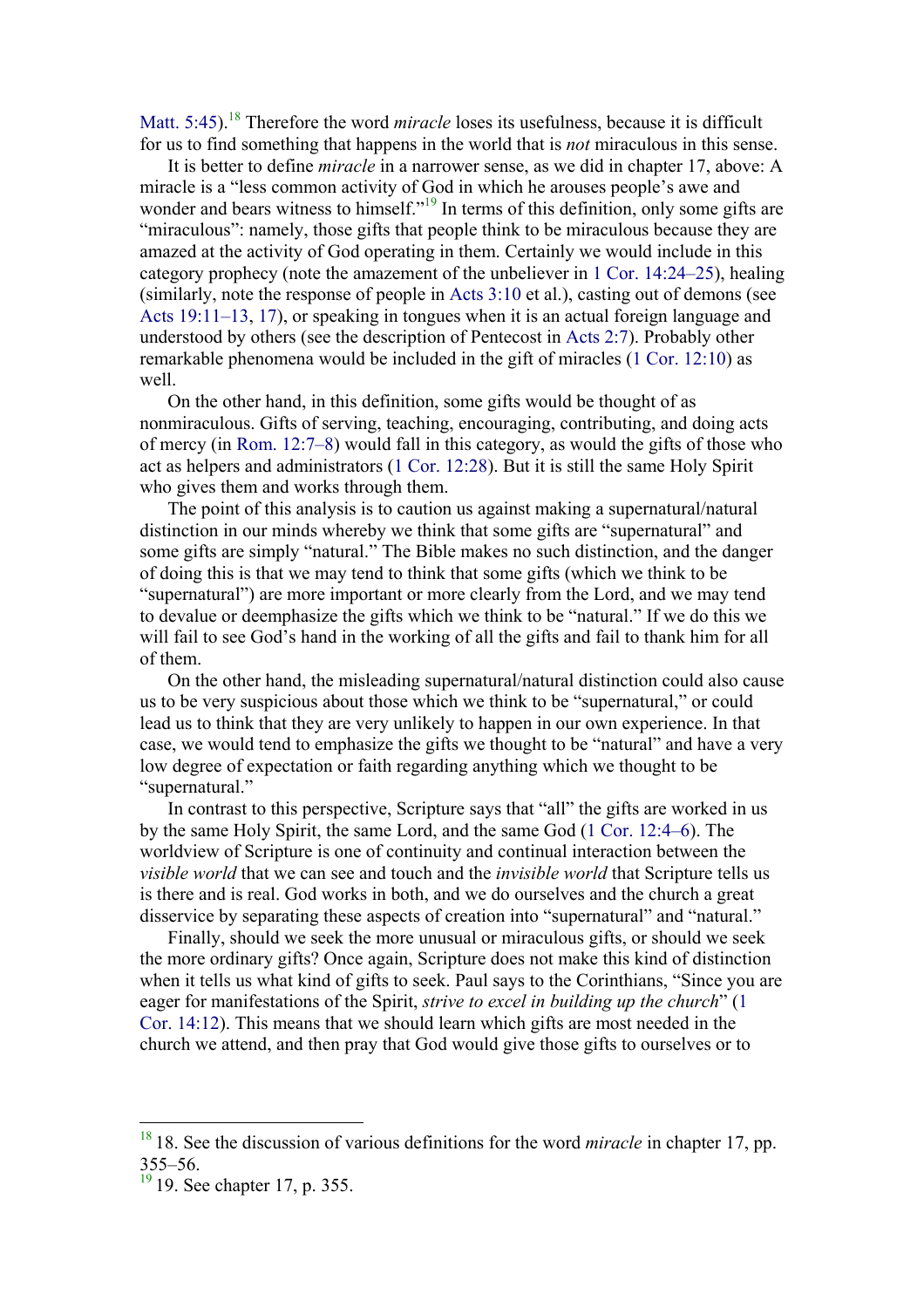Matt. 5:45).[18] Therefore the word *miracle* loses its usefulness, because it is difficult for us to find something that happens in the world that is *not* miraculous in this sense.

It is better to define *miracle* in a narrower sense, as we did in chapter 17, above: A miracle is a "less common activity of God in which he arouses people's awe and wonder and bears witness to himself."[19] In terms of this definition, only some gifts are "miraculous": namely, those gifts that people think to be miraculous because they are amazed at the activity of God operating in them. Certainly we would include in this category prophecy (note the amazement of the unbeliever in 1 Cor. 14:24–25), healing (similarly, note the response of people in Acts 3:10 et al.), casting out of demons (see Acts 19:11–13, 17), or speaking in tongues when it is an actual foreign language and understood by others (see the description of Pentecost in Acts 2:7). Probably other remarkable phenomena would be included in the gift of miracles (1 Cor. 12:10) as well.

On the other hand, in this definition, some gifts would be thought of as nonmiraculous. Gifts of serving, teaching, encouraging, contributing, and doing acts of mercy (in Rom. 12:7–8) would fall in this category, as would the gifts of those who act as helpers and administrators (1 Cor. 12:28). But it is still the same Holy Spirit who gives them and works through them.

The point of this analysis is to caution us against making a supernatural/natural distinction in our minds whereby we think that some gifts are "supernatural" and some gifts are simply "natural." The Bible makes no such distinction, and the danger of doing this is that we may tend to think that some gifts (which we think to be "supernatural") are more important or more clearly from the Lord, and we may tend to devalue or deemphasize the gifts which we think to be "natural." If we do this we will fail to see God's hand in the working of all the gifts and fail to thank him for all of them.

On the other hand, the misleading supernatural/natural distinction could also cause us to be very suspicious about those which we think to be "supernatural," or could lead us to think that they are very unlikely to happen in our own experience. In that case, we would tend to emphasize the gifts we thought to be "natural" and have a very low degree of expectation or faith regarding anything which we thought to be "supernatural."

In contrast to this perspective, Scripture says that "all" the gifts are worked in us by the same Holy Spirit, the same Lord, and the same God (1 Cor. 12:4–6). The worldview of Scripture is one of continuity and continual interaction between the *visible world* that we can see and touch and the *invisible world* that Scripture tells us is there and is real. God works in both, and we do ourselves and the church a great disservice by separating these aspects of creation into "supernatural" and "natural."

Finally, should we seek the more unusual or miraculous gifts, or should we seek the more ordinary gifts? Once again, Scripture does not make this kind of distinction when it tells us what kind of gifts to seek. Paul says to the Corinthians, "Since you are eager for manifestations of the Spirit, *strive to excel in building up the church*" (1 Cor. 14:12). This means that we should learn which gifts are most needed in the church we attend, and then pray that God would give those gifts to ourselves or to

---

[18] 18. See the discussion of various definitions for the word *miracle* in chapter 17, pp. 355–56.

[19] 19. See chapter 17, p. 355.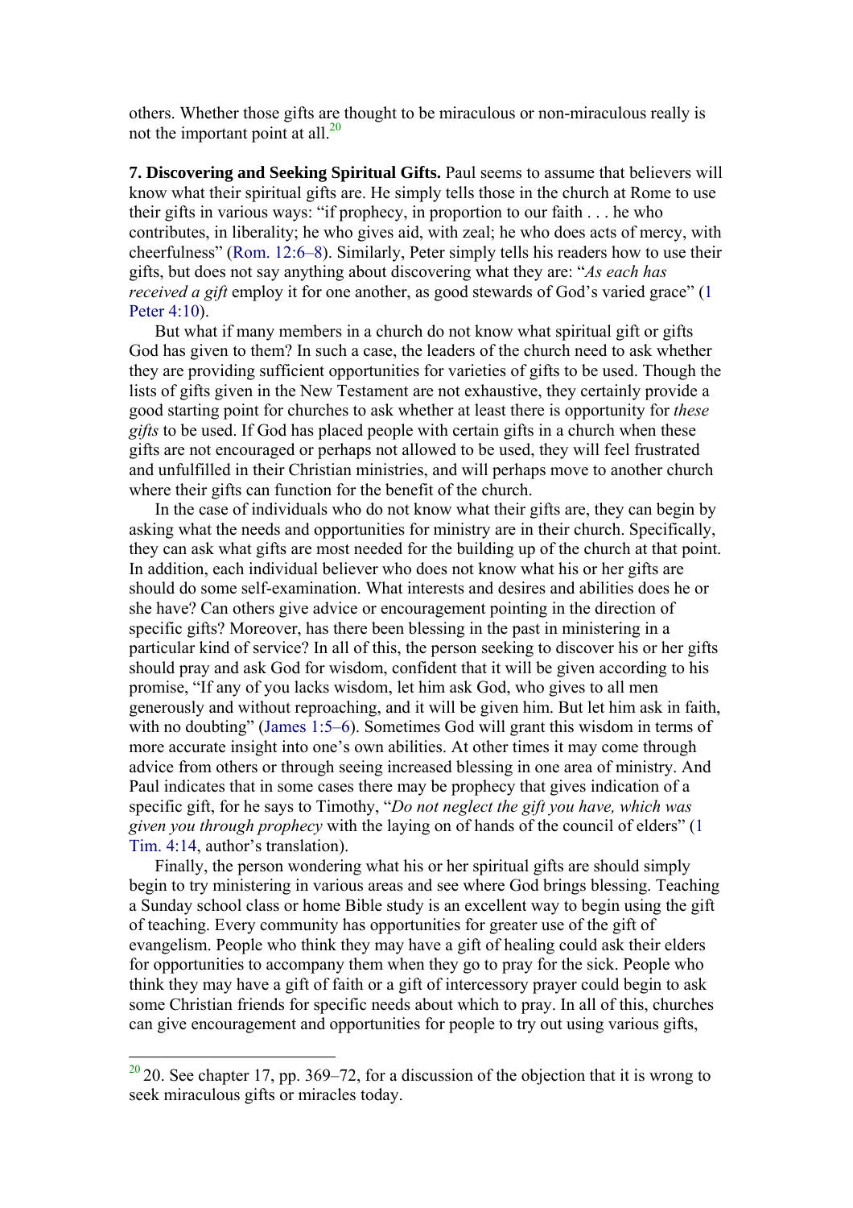others. Whether those gifts are thought to be miraculous or non-miraculous really is not the important point at all.[20]

**7. Discovering and Seeking Spiritual Gifts.** Paul seems to assume that believers will know what their spiritual gifts are. He simply tells those in the church at Rome to use their gifts in various ways: "if prophecy, in proportion to our faith . . . he who contributes, in liberality; he who gives aid, with zeal; he who does acts of mercy, with cheerfulness" (Rom. 12:6–8). Similarly, Peter simply tells his readers how to use their gifts, but does not say anything about discovering what they are: "*As each has received a gift* employ it for one another, as good stewards of God's varied grace" (1 Peter 4:10).

But what if many members in a church do not know what spiritual gift or gifts God has given to them? In such a case, the leaders of the church need to ask whether they are providing sufficient opportunities for varieties of gifts to be used. Though the lists of gifts given in the New Testament are not exhaustive, they certainly provide a good starting point for churches to ask whether at least there is opportunity for *these gifts* to be used. If God has placed people with certain gifts in a church when these gifts are not encouraged or perhaps not allowed to be used, they will feel frustrated and unfulfilled in their Christian ministries, and will perhaps move to another church where their gifts can function for the benefit of the church.

In the case of individuals who do not know what their gifts are, they can begin by asking what the needs and opportunities for ministry are in their church. Specifically, they can ask what gifts are most needed for the building up of the church at that point. In addition, each individual believer who does not know what his or her gifts are should do some self-examination. What interests and desires and abilities does he or she have? Can others give advice or encouragement pointing in the direction of specific gifts? Moreover, has there been blessing in the past in ministering in a particular kind of service? In all of this, the person seeking to discover his or her gifts should pray and ask God for wisdom, confident that it will be given according to his promise, "If any of you lacks wisdom, let him ask God, who gives to all men generously and without reproaching, and it will be given him. But let him ask in faith, with no doubting" (James 1:5–6). Sometimes God will grant this wisdom in terms of more accurate insight into one's own abilities. At other times it may come through advice from others or through seeing increased blessing in one area of ministry. And Paul indicates that in some cases there may be prophecy that gives indication of a specific gift, for he says to Timothy, "*Do not neglect the gift you have, which was given you through prophecy* with the laying on of hands of the council of elders" (1 Tim. 4:14, author's translation).

Finally, the person wondering what his or her spiritual gifts are should simply begin to try ministering in various areas and see where God brings blessing. Teaching a Sunday school class or home Bible study is an excellent way to begin using the gift of teaching. Every community has opportunities for greater use of the gift of evangelism. People who think they may have a gift of healing could ask their elders for opportunities to accompany them when they go to pray for the sick. People who think they may have a gift of faith or a gift of intercessory prayer could begin to ask some Christian friends for specific needs about which to pray. In all of this, churches can give encouragement and opportunities for people to try out using various gifts,

---

[20] 20. See chapter 17, pp. 369–72, for a discussion of the objection that it is wrong to seek miraculous gifts or miracles today.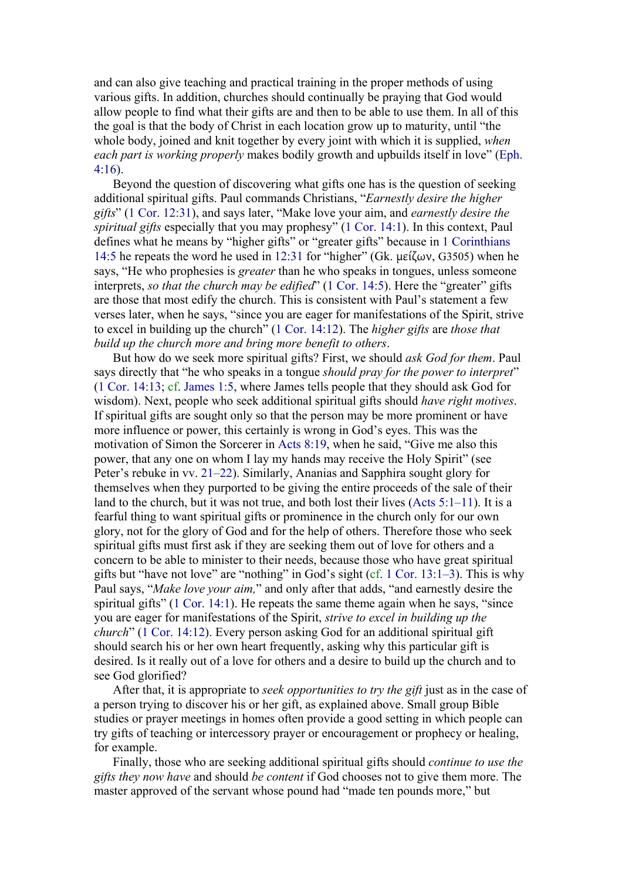and can also give teaching and practical training in the proper methods of using various gifts. In addition, churches should continually be praying that God would allow people to find what their gifts are and then to be able to use them. In all of this the goal is that the body of Christ in each location grow up to maturity, until "the whole body, joined and knit together by every joint with which it is supplied, *when each part is working properly* makes bodily growth and upbuilds itself in love" (Eph. 4:16).

Beyond the question of discovering what gifts one has is the question of seeking additional spiritual gifts. Paul commands Christians, "*Earnestly desire the higher gifts*" (1 Cor. 12:31), and says later, "Make love your aim, and *earnestly desire the spiritual gifts* especially that you may prophesy" (1 Cor. 14:1). In this context, Paul defines what he means by "higher gifts" or "greater gifts" because in 1 Corinthians 14:5 he repeats the word he used in 12:31 for "higher" (Gk. μείζων, G3505) when he says, "He who prophesies is *greater* than he who speaks in tongues, unless someone interprets, *so that the church may be edified*" (1 Cor. 14:5). Here the "greater" gifts are those that most edify the church. This is consistent with Paul's statement a few verses later, when he says, "since you are eager for manifestations of the Spirit, strive to excel in building up the church" (1 Cor. 14:12). The *higher gifts* are *those that build up the church more and bring more benefit to others*.

But how do we seek more spiritual gifts? First, we should *ask God for them*. Paul says directly that "he who speaks in a tongue *should pray for the power to interpret*" (1 Cor. 14:13; cf. James 1:5, where James tells people that they should ask God for wisdom). Next, people who seek additional spiritual gifts should *have right motives*. If spiritual gifts are sought only so that the person may be more prominent or have more influence or power, this certainly is wrong in God's eyes. This was the motivation of Simon the Sorcerer in Acts 8:19, when he said, "Give me also this power, that any one on whom I lay my hands may receive the Holy Spirit" (see Peter's rebuke in vv. 21–22). Similarly, Ananias and Sapphira sought glory for themselves when they purported to be giving the entire proceeds of the sale of their land to the church, but it was not true, and both lost their lives (Acts 5:1–11). It is a fearful thing to want spiritual gifts or prominence in the church only for our own glory, not for the glory of God and for the help of others. Therefore those who seek spiritual gifts must first ask if they are seeking them out of love for others and a concern to be able to minister to their needs, because those who have great spiritual gifts but "have not love" are "nothing" in God's sight (cf. 1 Cor. 13:1–3). This is why Paul says, "*Make love your aim,*" and only after that adds, "and earnestly desire the spiritual gifts" (1 Cor. 14:1). He repeats the same theme again when he says, "since you are eager for manifestations of the Spirit, *strive to excel in building up the church*" (1 Cor. 14:12). Every person asking God for an additional spiritual gift should search his or her own heart frequently, asking why this particular gift is desired. Is it really out of a love for others and a desire to build up the church and to see God glorified?

After that, it is appropriate to *seek opportunities to try the gift* just as in the case of a person trying to discover his or her gift, as explained above. Small group Bible studies or prayer meetings in homes often provide a good setting in which people can try gifts of teaching or intercessory prayer or encouragement or prophecy or healing, for example.

Finally, those who are seeking additional spiritual gifts should *continue to use the gifts they now have* and should *be content* if God chooses not to give them more. The master approved of the servant whose pound had "made ten pounds more," but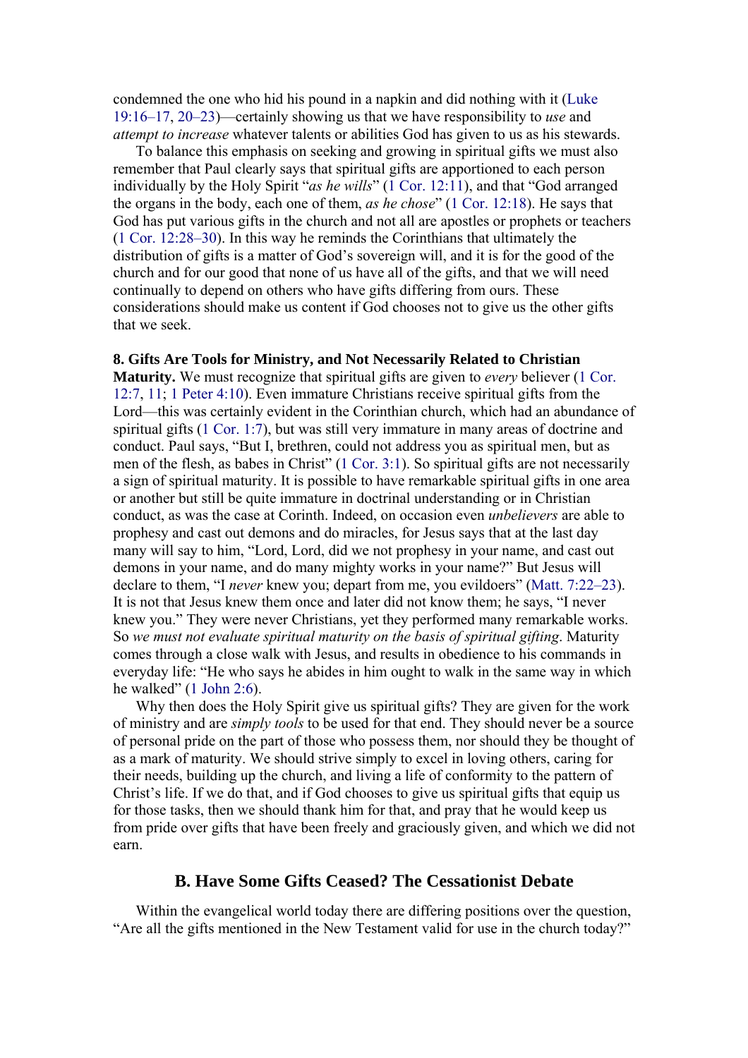condemned the one who hid his pound in a napkin and did nothing with it (Luke 19:16–17, 20–23)—certainly showing us that we have responsibility to *use* and *attempt to increase* whatever talents or abilities God has given to us as his stewards.

To balance this emphasis on seeking and growing in spiritual gifts we must also remember that Paul clearly says that spiritual gifts are apportioned to each person individually by the Holy Spirit "*as he wills*" (1 Cor. 12:11), and that "God arranged the organs in the body, each one of them, *as he chose*" (1 Cor. 12:18). He says that God has put various gifts in the church and not all are apostles or prophets or teachers (1 Cor. 12:28–30). In this way he reminds the Corinthians that ultimately the distribution of gifts is a matter of God's sovereign will, and it is for the good of the church and for our good that none of us have all of the gifts, and that we will need continually to depend on others who have gifts differing from ours. These considerations should make us content if God chooses not to give us the other gifts that we seek.

**8. Gifts Are Tools for Ministry, and Not Necessarily Related to Christian Maturity.** We must recognize that spiritual gifts are given to *every* believer (1 Cor. 12:7, 11; 1 Peter 4:10). Even immature Christians receive spiritual gifts from the Lord—this was certainly evident in the Corinthian church, which had an abundance of spiritual gifts (1 Cor. 1:7), but was still very immature in many areas of doctrine and conduct. Paul says, "But I, brethren, could not address you as spiritual men, but as men of the flesh, as babes in Christ" (1 Cor. 3:1). So spiritual gifts are not necessarily a sign of spiritual maturity. It is possible to have remarkable spiritual gifts in one area or another but still be quite immature in doctrinal understanding or in Christian conduct, as was the case at Corinth. Indeed, on occasion even *unbelievers* are able to prophesy and cast out demons and do miracles, for Jesus says that at the last day many will say to him, "Lord, Lord, did we not prophesy in your name, and cast out demons in your name, and do many mighty works in your name?" But Jesus will declare to them, "I *never* knew you; depart from me, you evildoers" (Matt. 7:22–23). It is not that Jesus knew them once and later did not know them; he says, "I never knew you." They were never Christians, yet they performed many remarkable works. So *we must not evaluate spiritual maturity on the basis of spiritual gifting*. Maturity comes through a close walk with Jesus, and results in obedience to his commands in everyday life: "He who says he abides in him ought to walk in the same way in which he walked" (1 John 2:6).

Why then does the Holy Spirit give us spiritual gifts? They are given for the work of ministry and are *simply tools* to be used for that end. They should never be a source of personal pride on the part of those who possess them, nor should they be thought of as a mark of maturity. We should strive simply to excel in loving others, caring for their needs, building up the church, and living a life of conformity to the pattern of Christ's life. If we do that, and if God chooses to give us spiritual gifts that equip us for those tasks, then we should thank him for that, and pray that he would keep us from pride over gifts that have been freely and graciously given, and which we did not earn.

## B. Have Some Gifts Ceased? The Cessationist Debate

Within the evangelical world today there are differing positions over the question, "Are all the gifts mentioned in the New Testament valid for use in the church today?"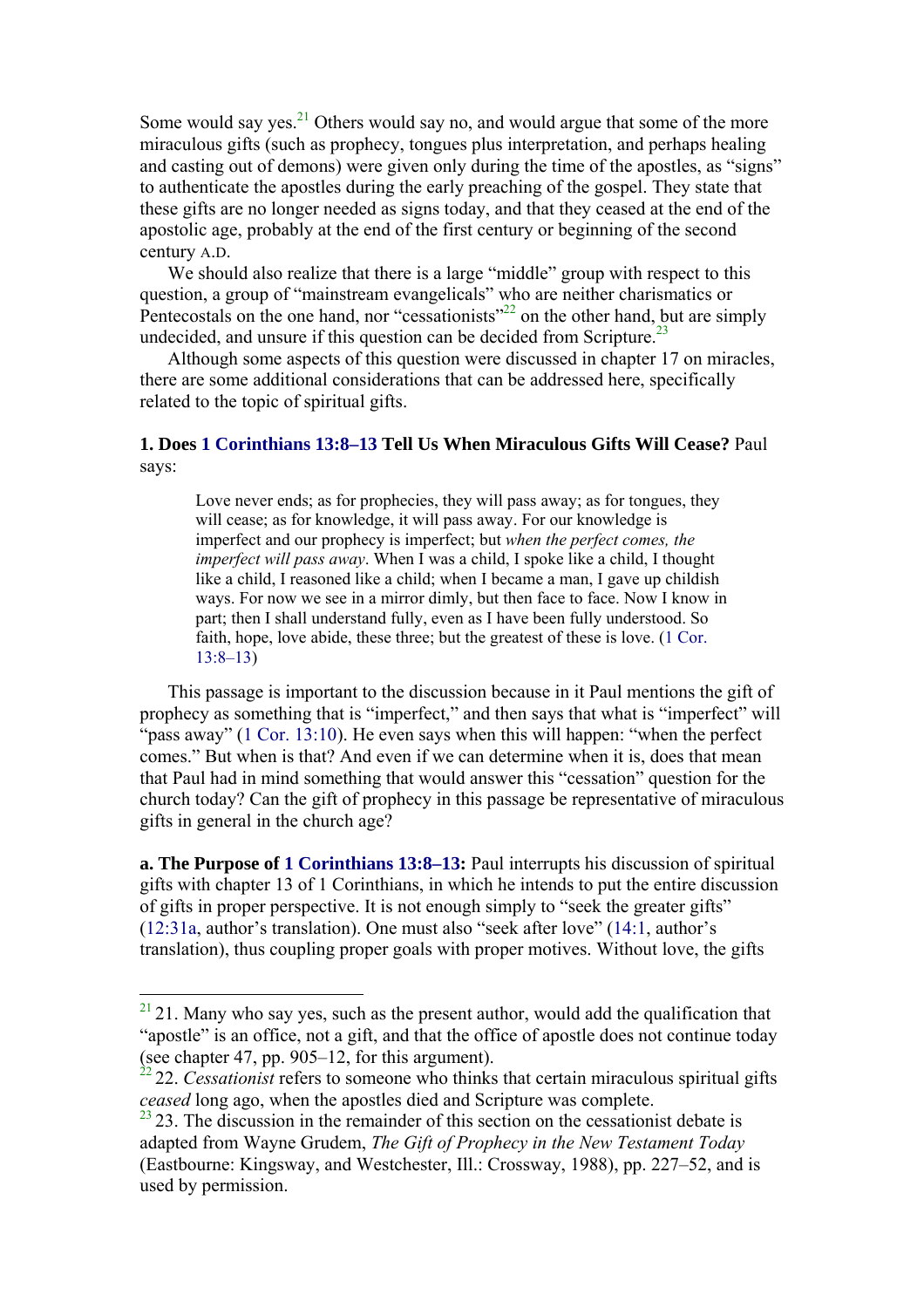Some would say yes.[21] Others would say no, and would argue that some of the more miraculous gifts (such as prophecy, tongues plus interpretation, and perhaps healing and casting out of demons) were given only during the time of the apostles, as "signs" to authenticate the apostles during the early preaching of the gospel. They state that these gifts are no longer needed as signs today, and that they ceased at the end of the apostolic age, probably at the end of the first century or beginning of the second century A.D.

We should also realize that there is a large "middle" group with respect to this question, a group of "mainstream evangelicals" who are neither charismatics or Pentecostals on the one hand, nor "cessationists"[22] on the other hand, but are simply undecided, and unsure if this question can be decided from Scripture.[23]

Although some aspects of this question were discussed in chapter 17 on miracles, there are some additional considerations that can be addressed here, specifically related to the topic of spiritual gifts.

**1. Does 1 Corinthians 13:8–13 Tell Us When Miraculous Gifts Will Cease?** Paul says:

> Love never ends; as for prophecies, they will pass away; as for tongues, they will cease; as for knowledge, it will pass away. For our knowledge is imperfect and our prophecy is imperfect; but *when the perfect comes, the imperfect will pass away*. When I was a child, I spoke like a child, I thought like a child, I reasoned like a child; when I became a man, I gave up childish ways. For now we see in a mirror dimly, but then face to face. Now I know in part; then I shall understand fully, even as I have been fully understood. So faith, hope, love abide, these three; but the greatest of these is love. (1 Cor. 13:8–13)

This passage is important to the discussion because in it Paul mentions the gift of prophecy as something that is "imperfect," and then says that what is "imperfect" will "pass away" (1 Cor. 13:10). He even says when this will happen: "when the perfect comes." But when is that? And even if we can determine when it is, does that mean that Paul had in mind something that would answer this "cessation" question for the church today? Can the gift of prophecy in this passage be representative of miraculous gifts in general in the church age?

**a. The Purpose of 1 Corinthians 13:8–13:** Paul interrupts his discussion of spiritual gifts with chapter 13 of 1 Corinthians, in which he intends to put the entire discussion of gifts in proper perspective. It is not enough simply to "seek the greater gifts" (12:31a, author's translation). One must also "seek after love" (14:1, author's translation), thus coupling proper goals with proper motives. Without love, the gifts

---

[21] 21. Many who say yes, such as the present author, would add the qualification that "apostle" is an office, not a gift, and that the office of apostle does not continue today (see chapter 47, pp. 905–12, for this argument).

[22] 22. *Cessationist* refers to someone who thinks that certain miraculous spiritual gifts *ceased* long ago, when the apostles died and Scripture was complete.

[23] 23. The discussion in the remainder of this section on the cessationist debate is adapted from Wayne Grudem, *The Gift of Prophecy in the New Testament Today* (Eastbourne: Kingsway, and Westchester, Ill.: Crossway, 1988), pp. 227–52, and is used by permission.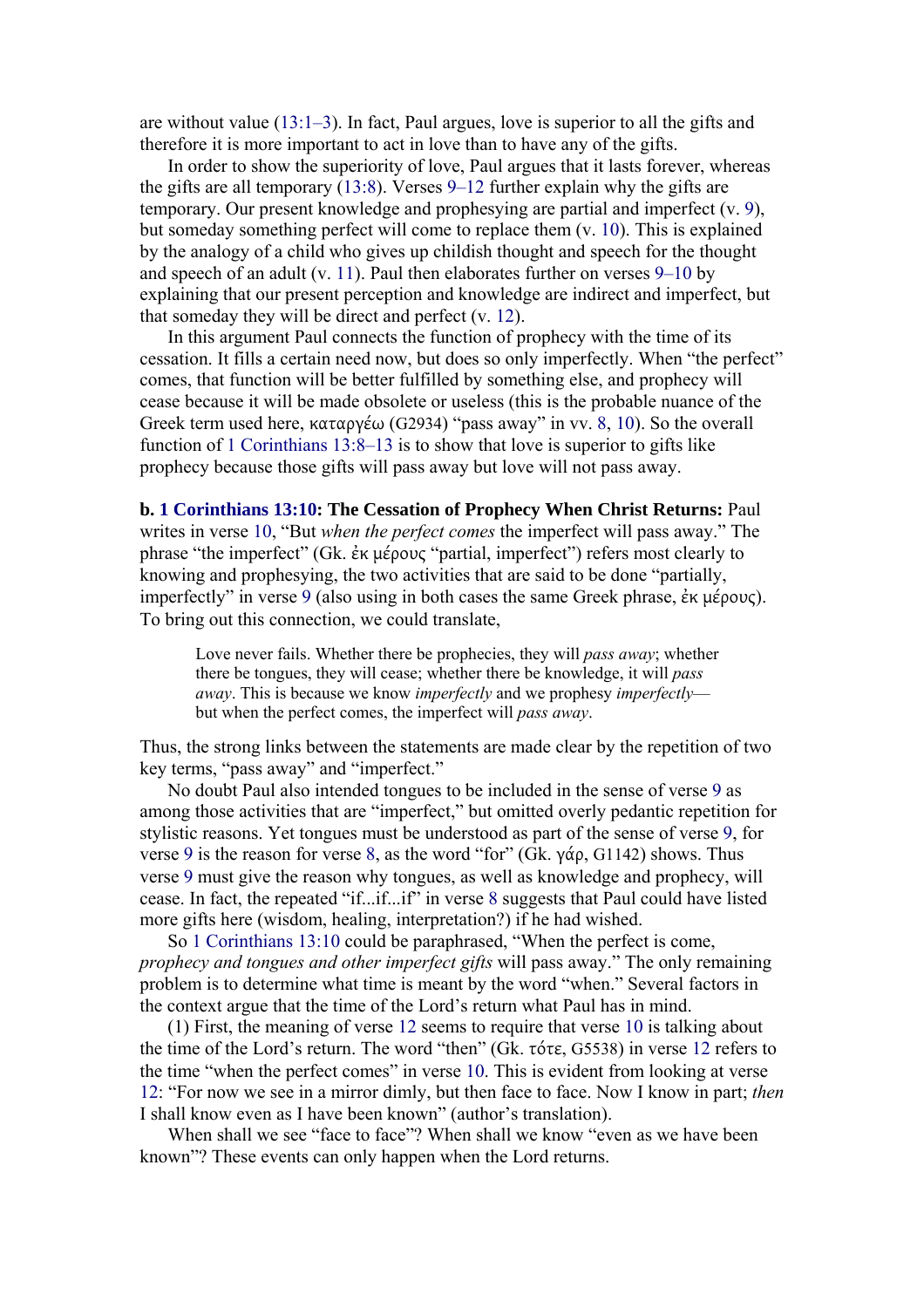are without value (13:1–3). In fact, Paul argues, love is superior to all the gifts and therefore it is more important to act in love than to have any of the gifts.

In order to show the superiority of love, Paul argues that it lasts forever, whereas the gifts are all temporary (13:8). Verses 9–12 further explain why the gifts are temporary. Our present knowledge and prophesying are partial and imperfect (v. 9), but someday something perfect will come to replace them (v. 10). This is explained by the analogy of a child who gives up childish thought and speech for the thought and speech of an adult (v. 11). Paul then elaborates further on verses 9–10 by explaining that our present perception and knowledge are indirect and imperfect, but that someday they will be direct and perfect (v. 12).

In this argument Paul connects the function of prophecy with the time of its cessation. It fills a certain need now, but does so only imperfectly. When "the perfect" comes, that function will be better fulfilled by something else, and prophecy will cease because it will be made obsolete or useless (this is the probable nuance of the Greek term used here, καταργέω (G2934) "pass away" in vv. 8, 10). So the overall function of 1 Corinthians 13:8–13 is to show that love is superior to gifts like prophecy because those gifts will pass away but love will not pass away.

**b. 1 Corinthians 13:10: The Cessation of Prophecy When Christ Returns:** Paul writes in verse 10, "But *when the perfect comes* the imperfect will pass away." The phrase "the imperfect" (Gk. ἐκ μέρους "partial, imperfect") refers most clearly to knowing and prophesying, the two activities that are said to be done "partially, imperfectly" in verse 9 (also using in both cases the same Greek phrase, ἐκ μέρους). To bring out this connection, we could translate,

> Love never fails. Whether there be prophecies, they will *pass away*; whether there be tongues, they will cease; whether there be knowledge, it will *pass away*. This is because we know *imperfectly* and we prophesy *imperfectly*—but when the perfect comes, the imperfect will *pass away*.

Thus, the strong links between the statements are made clear by the repetition of two key terms, "pass away" and "imperfect."

No doubt Paul also intended tongues to be included in the sense of verse 9 as among those activities that are "imperfect," but omitted overly pedantic repetition for stylistic reasons. Yet tongues must be understood as part of the sense of verse 9, for verse 9 is the reason for verse 8, as the word "for" (Gk. γάρ, G1142) shows. Thus verse 9 must give the reason why tongues, as well as knowledge and prophecy, will cease. In fact, the repeated "if...if...if" in verse 8 suggests that Paul could have listed more gifts here (wisdom, healing, interpretation?) if he had wished.

So 1 Corinthians 13:10 could be paraphrased, "When the perfect is come, *prophecy and tongues and other imperfect gifts* will pass away." The only remaining problem is to determine what time is meant by the word "when." Several factors in the context argue that the time of the Lord's return what Paul has in mind.

(1) First, the meaning of verse 12 seems to require that verse 10 is talking about the time of the Lord's return. The word "then" (Gk. τότε, G5538) in verse 12 refers to the time "when the perfect comes" in verse 10. This is evident from looking at verse 12: "For now we see in a mirror dimly, but then face to face. Now I know in part; *then* I shall know even as I have been known" (author's translation).

When shall we see "face to face"? When shall we know "even as we have been known"? These events can only happen when the Lord returns.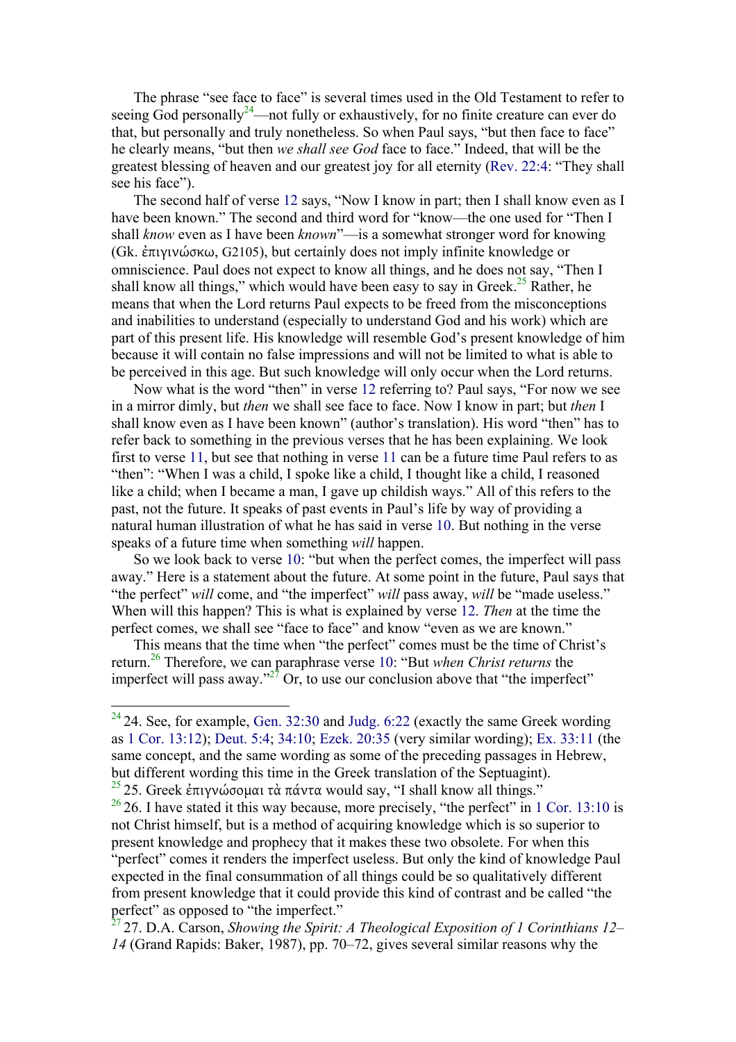The phrase "see face to face" is several times used in the Old Testament to refer to seeing God personally[24]—not fully or exhaustively, for no finite creature can ever do that, but personally and truly nonetheless. So when Paul says, "but then face to face" he clearly means, "but then *we shall see God* face to face." Indeed, that will be the greatest blessing of heaven and our greatest joy for all eternity (Rev. 22:4: "They shall see his face").

The second half of verse 12 says, "Now I know in part; then I shall know even as I have been known." The second and third word for "know—the one used for "Then I shall *know* even as I have been *known*"—is a somewhat stronger word for knowing (Gk. ἐπιγινώσκω, G2105), but certainly does not imply infinite knowledge or omniscience. Paul does not expect to know all things, and he does not say, "Then I shall know all things," which would have been easy to say in Greek.[25] Rather, he means that when the Lord returns Paul expects to be freed from the misconceptions and inabilities to understand (especially to understand God and his work) which are part of this present life. His knowledge will resemble God's present knowledge of him because it will contain no false impressions and will not be limited to what is able to be perceived in this age. But such knowledge will only occur when the Lord returns.

Now what is the word "then" in verse 12 referring to? Paul says, "For now we see in a mirror dimly, but *then* we shall see face to face. Now I know in part; but *then* I shall know even as I have been known" (author's translation). His word "then" has to refer back to something in the previous verses that he has been explaining. We look first to verse 11, but see that nothing in verse 11 can be a future time Paul refers to as "then": "When I was a child, I spoke like a child, I thought like a child, I reasoned like a child; when I became a man, I gave up childish ways." All of this refers to the past, not the future. It speaks of past events in Paul's life by way of providing a natural human illustration of what he has said in verse 10. But nothing in the verse speaks of a future time when something *will* happen.

So we look back to verse 10: "but when the perfect comes, the imperfect will pass away." Here is a statement about the future. At some point in the future, Paul says that "the perfect" *will* come, and "the imperfect" *will* pass away, *will* be "made useless." When will this happen? This is what is explained by verse 12. *Then* at the time the perfect comes, we shall see "face to face" and know "even as we are known."

This means that the time when "the perfect" comes must be the time of Christ's return.[26] Therefore, we can paraphrase verse 10: "But *when Christ returns* the imperfect will pass away."[27] Or, to use our conclusion above that "the imperfect"

---

[24] 24. See, for example, Gen. 32:30 and Judg. 6:22 (exactly the same Greek wording as 1 Cor. 13:12); Deut. 5:4; 34:10; Ezek. 20:35 (very similar wording); Ex. 33:11 (the same concept, and the same wording as some of the preceding passages in Hebrew, but different wording this time in the Greek translation of the Septuagint).

[25] 25. Greek ἐπιγνώσομαι τὰ πάντα would say, "I shall know all things."

[26] 26. I have stated it this way because, more precisely, "the perfect" in 1 Cor. 13:10 is not Christ himself, but is a method of acquiring knowledge which is so superior to present knowledge and prophecy that it makes these two obsolete. For when this "perfect" comes it renders the imperfect useless. But only the kind of knowledge Paul expected in the final consummation of all things could be so qualitatively different from present knowledge that it could provide this kind of contrast and be called "the perfect" as opposed to "the imperfect."

[27] 27. D.A. Carson, *Showing the Spirit: A Theological Exposition of 1 Corinthians 12–14* (Grand Rapids: Baker, 1987), pp. 70–72, gives several similar reasons why the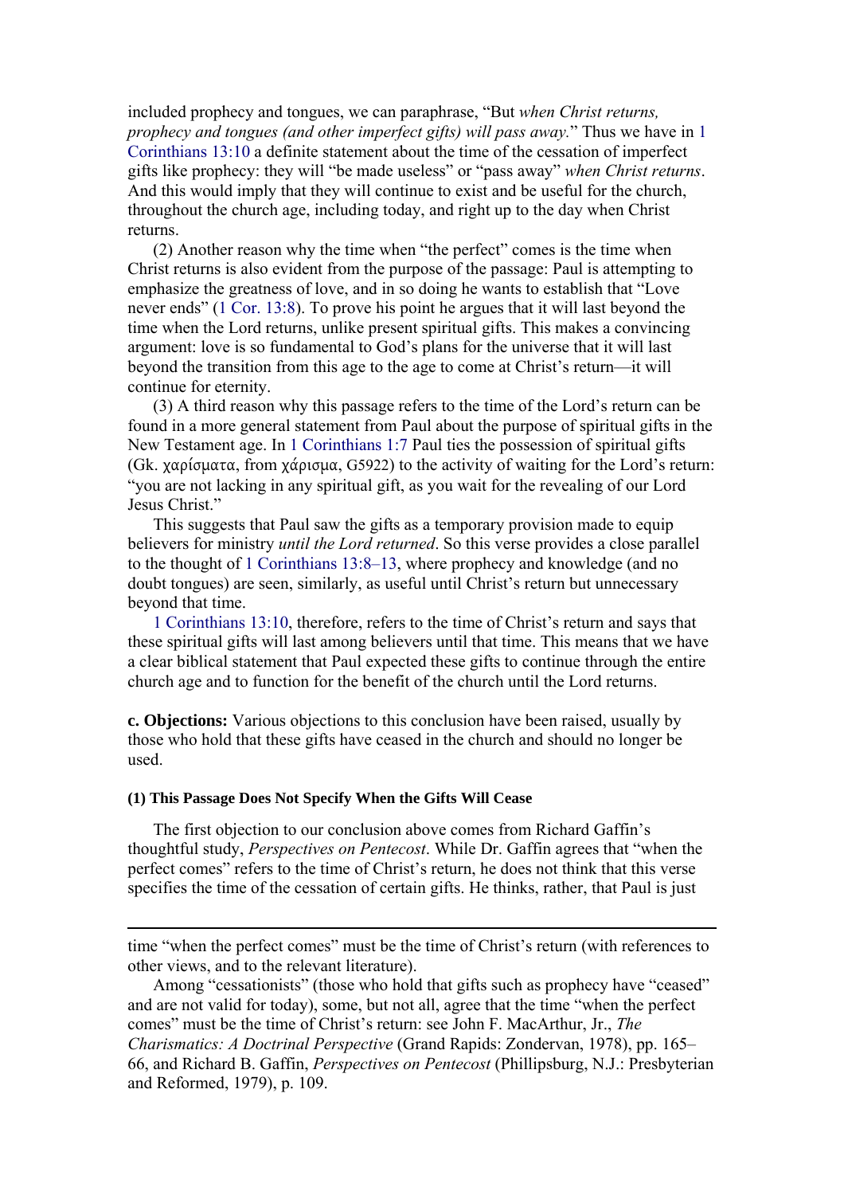included prophecy and tongues, we can paraphrase, "But *when Christ returns, prophecy and tongues (and other imperfect gifts) will pass away.*" Thus we have in 1 Corinthians 13:10 a definite statement about the time of the cessation of imperfect gifts like prophecy: they will "be made useless" or "pass away" *when Christ returns*. And this would imply that they will continue to exist and be useful for the church, throughout the church age, including today, and right up to the day when Christ returns.

(2) Another reason why the time when "the perfect" comes is the time when Christ returns is also evident from the purpose of the passage: Paul is attempting to emphasize the greatness of love, and in so doing he wants to establish that "Love never ends" (1 Cor. 13:8). To prove his point he argues that it will last beyond the time when the Lord returns, unlike present spiritual gifts. This makes a convincing argument: love is so fundamental to God's plans for the universe that it will last beyond the transition from this age to the age to come at Christ's return—it will continue for eternity.

(3) A third reason why this passage refers to the time of the Lord's return can be found in a more general statement from Paul about the purpose of spiritual gifts in the New Testament age. In 1 Corinthians 1:7 Paul ties the possession of spiritual gifts (Gk. χαρίσματα, from χάρισμα, G5922) to the activity of waiting for the Lord's return: "you are not lacking in any spiritual gift, as you wait for the revealing of our Lord Jesus Christ."

This suggests that Paul saw the gifts as a temporary provision made to equip believers for ministry *until the Lord returned*. So this verse provides a close parallel to the thought of 1 Corinthians 13:8–13, where prophecy and knowledge (and no doubt tongues) are seen, similarly, as useful until Christ's return but unnecessary beyond that time.

1 Corinthians 13:10, therefore, refers to the time of Christ's return and says that these spiritual gifts will last among believers until that time. This means that we have a clear biblical statement that Paul expected these gifts to continue through the entire church age and to function for the benefit of the church until the Lord returns.

**c. Objections:** Various objections to this conclusion have been raised, usually by those who hold that these gifts have ceased in the church and should no longer be used.

#### (1) This Passage Does Not Specify When the Gifts Will Cease

The first objection to our conclusion above comes from Richard Gaffin's thoughtful study, *Perspectives on Pentecost*. While Dr. Gaffin agrees that "when the perfect comes" refers to the time of Christ's return, he does not think that this verse specifies the time of the cessation of certain gifts. He thinks, rather, that Paul is just

---

time "when the perfect comes" must be the time of Christ's return (with references to other views, and to the relevant literature).

Among "cessationists" (those who hold that gifts such as prophecy have "ceased" and are not valid for today), some, but not all, agree that the time "when the perfect comes" must be the time of Christ's return: see John F. MacArthur, Jr., *The Charismatics: A Doctrinal Perspective* (Grand Rapids: Zondervan, 1978), pp. 165–66, and Richard B. Gaffin, *Perspectives on Pentecost* (Phillipsburg, N.J.: Presbyterian and Reformed, 1979), p. 109.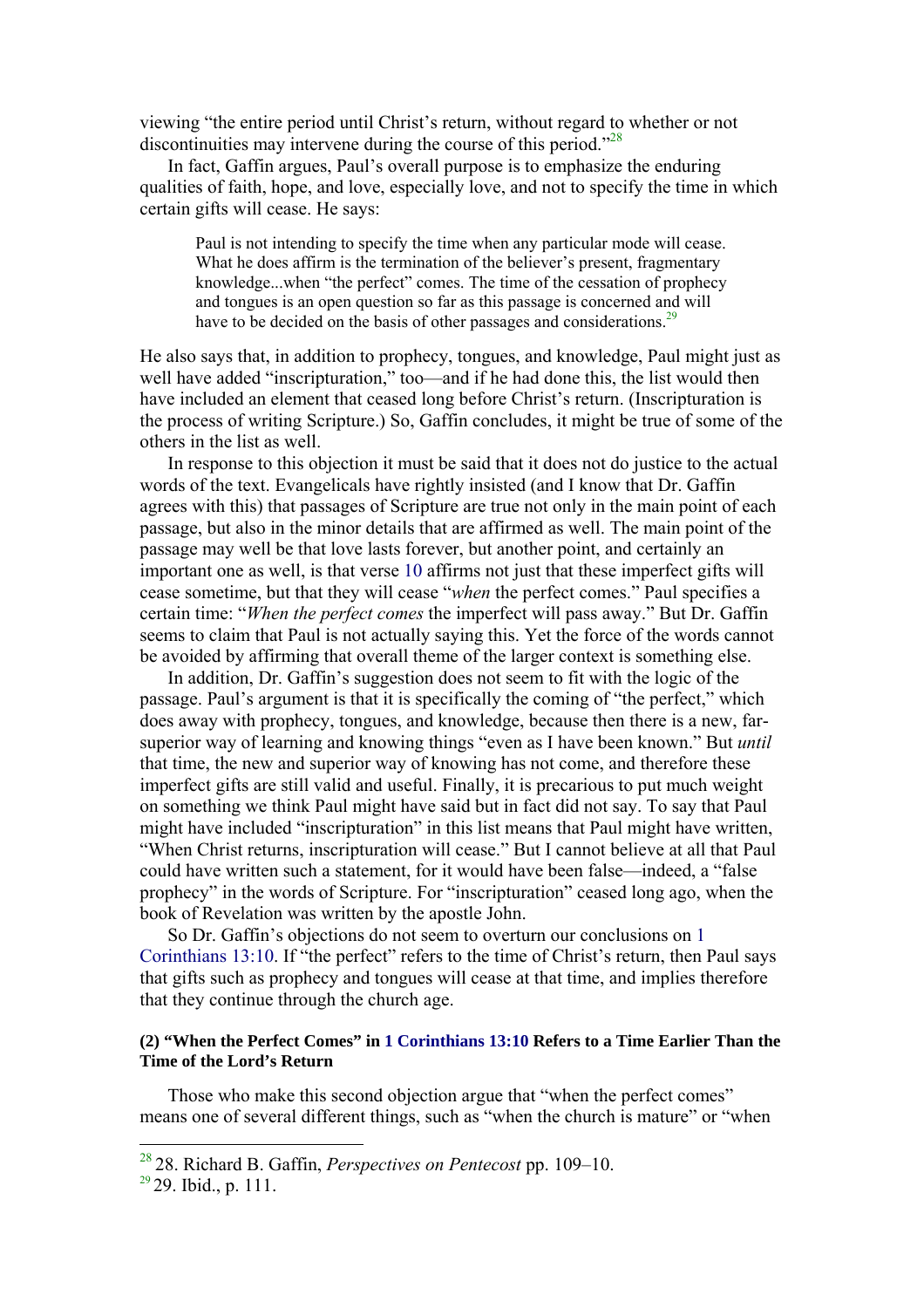viewing "the entire period until Christ's return, without regard to whether or not discontinuities may intervene during the course of this period."[28]

In fact, Gaffin argues, Paul's overall purpose is to emphasize the enduring qualities of faith, hope, and love, especially love, and not to specify the time in which certain gifts will cease. He says:

> Paul is not intending to specify the time when any particular mode will cease. What he does affirm is the termination of the believer's present, fragmentary knowledge...when "the perfect" comes. The time of the cessation of prophecy and tongues is an open question so far as this passage is concerned and will have to be decided on the basis of other passages and considerations.[29]

He also says that, in addition to prophecy, tongues, and knowledge, Paul might just as well have added "inscripturation," too—and if he had done this, the list would then have included an element that ceased long before Christ's return. (Inscripturation is the process of writing Scripture.) So, Gaffin concludes, it might be true of some of the others in the list as well.

In response to this objection it must be said that it does not do justice to the actual words of the text. Evangelicals have rightly insisted (and I know that Dr. Gaffin agrees with this) that passages of Scripture are true not only in the main point of each passage, but also in the minor details that are affirmed as well. The main point of the passage may well be that love lasts forever, but another point, and certainly an important one as well, is that verse 10 affirms not just that these imperfect gifts will cease sometime, but that they will cease "*when* the perfect comes." Paul specifies a certain time: "*When the perfect comes* the imperfect will pass away." But Dr. Gaffin seems to claim that Paul is not actually saying this. Yet the force of the words cannot be avoided by affirming that overall theme of the larger context is something else.

In addition, Dr. Gaffin's suggestion does not seem to fit with the logic of the passage. Paul's argument is that it is specifically the coming of "the perfect," which does away with prophecy, tongues, and knowledge, because then there is a new, far-superior way of learning and knowing things "even as I have been known." But *until* that time, the new and superior way of knowing has not come, and therefore these imperfect gifts are still valid and useful. Finally, it is precarious to put much weight on something we think Paul might have said but in fact did not say. To say that Paul might have included "inscripturation" in this list means that Paul might have written, "When Christ returns, inscripturation will cease." But I cannot believe at all that Paul could have written such a statement, for it would have been false—indeed, a "false prophecy" in the words of Scripture. For "inscripturation" ceased long ago, when the book of Revelation was written by the apostle John.

So Dr. Gaffin's objections do not seem to overturn our conclusions on 1 Corinthians 13:10. If "the perfect" refers to the time of Christ's return, then Paul says that gifts such as prophecy and tongues will cease at that time, and implies therefore that they continue through the church age.

#### (2) "When the Perfect Comes" in 1 Corinthians 13:10 Refers to a Time Earlier Than the Time of the Lord's Return

Those who make this second objection argue that "when the perfect comes" means one of several different things, such as "when the church is mature" or "when

---

[28] 28. Richard B. Gaffin, *Perspectives on Pentecost* pp. 109–10.

[29] 29. Ibid., p. 111.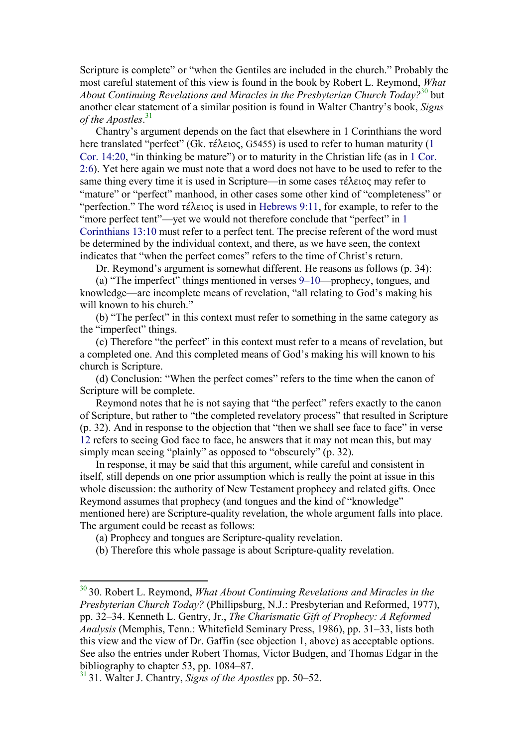Scripture is complete" or "when the Gentiles are included in the church." Probably the most careful statement of this view is found in the book by Robert L. Reymond, *What About Continuing Revelations and Miracles in the Presbyterian Church Today?*[30] but another clear statement of a similar position is found in Walter Chantry's book, *Signs of the Apostles*.[31]

Chantry's argument depends on the fact that elsewhere in 1 Corinthians the word here translated "perfect" (Gk. τέλειος, G5455) is used to refer to human maturity (1 Cor. 14:20, "in thinking be mature") or to maturity in the Christian life (as in 1 Cor. 2:6). Yet here again we must note that a word does not have to be used to refer to the same thing every time it is used in Scripture—in some cases τέλειος may refer to "mature" or "perfect" manhood, in other cases some other kind of "completeness" or "perfection." The word τέλειος is used in Hebrews 9:11, for example, to refer to the "more perfect tent"—yet we would not therefore conclude that "perfect" in 1 Corinthians 13:10 must refer to a perfect tent. The precise referent of the word must be determined by the individual context, and there, as we have seen, the context indicates that "when the perfect comes" refers to the time of Christ's return.

Dr. Reymond's argument is somewhat different. He reasons as follows (p. 34):

(a) "The imperfect" things mentioned in verses 9–10—prophecy, tongues, and knowledge—are incomplete means of revelation, "all relating to God's making his will known to his church."

(b) "The perfect" in this context must refer to something in the same category as the "imperfect" things.

(c) Therefore "the perfect" in this context must refer to a means of revelation, but a completed one. And this completed means of God's making his will known to his church is Scripture.

(d) Conclusion: "When the perfect comes" refers to the time when the canon of Scripture will be complete.

Reymond notes that he is not saying that "the perfect" refers exactly to the canon of Scripture, but rather to "the completed revelatory process" that resulted in Scripture (p. 32). And in response to the objection that "then we shall see face to face" in verse 12 refers to seeing God face to face, he answers that it may not mean this, but may simply mean seeing "plainly" as opposed to "obscurely" (p. 32).

In response, it may be said that this argument, while careful and consistent in itself, still depends on one prior assumption which is really the point at issue in this whole discussion: the authority of New Testament prophecy and related gifts. Once Reymond assumes that prophecy (and tongues and the kind of "knowledge" mentioned here) are Scripture-quality revelation, the whole argument falls into place. The argument could be recast as follows:

(a) Prophecy and tongues are Scripture-quality revelation.

(b) Therefore this whole passage is about Scripture-quality revelation.

---

[30] 30. Robert L. Reymond, *What About Continuing Revelations and Miracles in the Presbyterian Church Today?* (Phillipsburg, N.J.: Presbyterian and Reformed, 1977), pp. 32–34. Kenneth L. Gentry, Jr., *The Charismatic Gift of Prophecy: A Reformed Analysis* (Memphis, Tenn.: Whitefield Seminary Press, 1986), pp. 31–33, lists both this view and the view of Dr. Gaffin (see objection 1, above) as acceptable options. See also the entries under Robert Thomas, Victor Budgen, and Thomas Edgar in the bibliography to chapter 53, pp. 1084–87.

[31] 31. Walter J. Chantry, *Signs of the Apostles* pp. 50–52.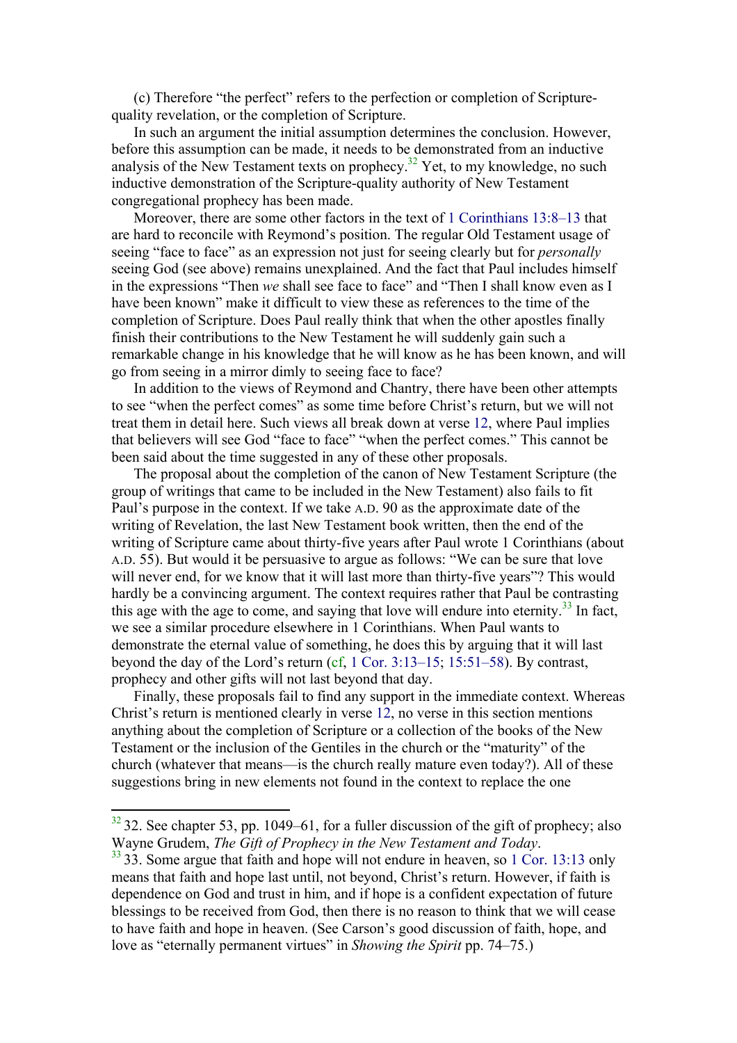(c) Therefore "the perfect" refers to the perfection or completion of Scripture-quality revelation, or the completion of Scripture.

In such an argument the initial assumption determines the conclusion. However, before this assumption can be made, it needs to be demonstrated from an inductive analysis of the New Testament texts on prophecy.[32] Yet, to my knowledge, no such inductive demonstration of the Scripture-quality authority of New Testament congregational prophecy has been made.

Moreover, there are some other factors in the text of 1 Corinthians 13:8–13 that are hard to reconcile with Reymond's position. The regular Old Testament usage of seeing "face to face" as an expression not just for seeing clearly but for *personally* seeing God (see above) remains unexplained. And the fact that Paul includes himself in the expressions "Then *we* shall see face to face" and "Then I shall know even as I have been known" make it difficult to view these as references to the time of the completion of Scripture. Does Paul really think that when the other apostles finally finish their contributions to the New Testament he will suddenly gain such a remarkable change in his knowledge that he will know as he has been known, and will go from seeing in a mirror dimly to seeing face to face?

In addition to the views of Reymond and Chantry, there have been other attempts to see "when the perfect comes" as some time before Christ's return, but we will not treat them in detail here. Such views all break down at verse 12, where Paul implies that believers will see God "face to face" "when the perfect comes." This cannot be been said about the time suggested in any of these other proposals.

The proposal about the completion of the canon of New Testament Scripture (the group of writings that came to be included in the New Testament) also fails to fit Paul's purpose in the context. If we take A.D. 90 as the approximate date of the writing of Revelation, the last New Testament book written, then the end of the writing of Scripture came about thirty-five years after Paul wrote 1 Corinthians (about A.D. 55). But would it be persuasive to argue as follows: "We can be sure that love will never end, for we know that it will last more than thirty-five years"? This would hardly be a convincing argument. The context requires rather that Paul be contrasting this age with the age to come, and saying that love will endure into eternity.[33] In fact, we see a similar procedure elsewhere in 1 Corinthians. When Paul wants to demonstrate the eternal value of something, he does this by arguing that it will last beyond the day of the Lord's return (cf, 1 Cor. 3:13–15; 15:51–58). By contrast, prophecy and other gifts will not last beyond that day.

Finally, these proposals fail to find any support in the immediate context. Whereas Christ's return is mentioned clearly in verse 12, no verse in this section mentions anything about the completion of Scripture or a collection of the books of the New Testament or the inclusion of the Gentiles in the church or the "maturity" of the church (whatever that means—is the church really mature even today?). All of these suggestions bring in new elements not found in the context to replace the one

---

[32] 32. See chapter 53, pp. 1049–61, for a fuller discussion of the gift of prophecy; also Wayne Grudem, *The Gift of Prophecy in the New Testament and Today*.

[33] 33. Some argue that faith and hope will not endure in heaven, so 1 Cor. 13:13 only means that faith and hope last until, not beyond, Christ's return. However, if faith is dependence on God and trust in him, and if hope is a confident expectation of future blessings to be received from God, then there is no reason to think that we will cease to have faith and hope in heaven. (See Carson's good discussion of faith, hope, and love as "eternally permanent virtues" in *Showing the Spirit* pp. 74–75.)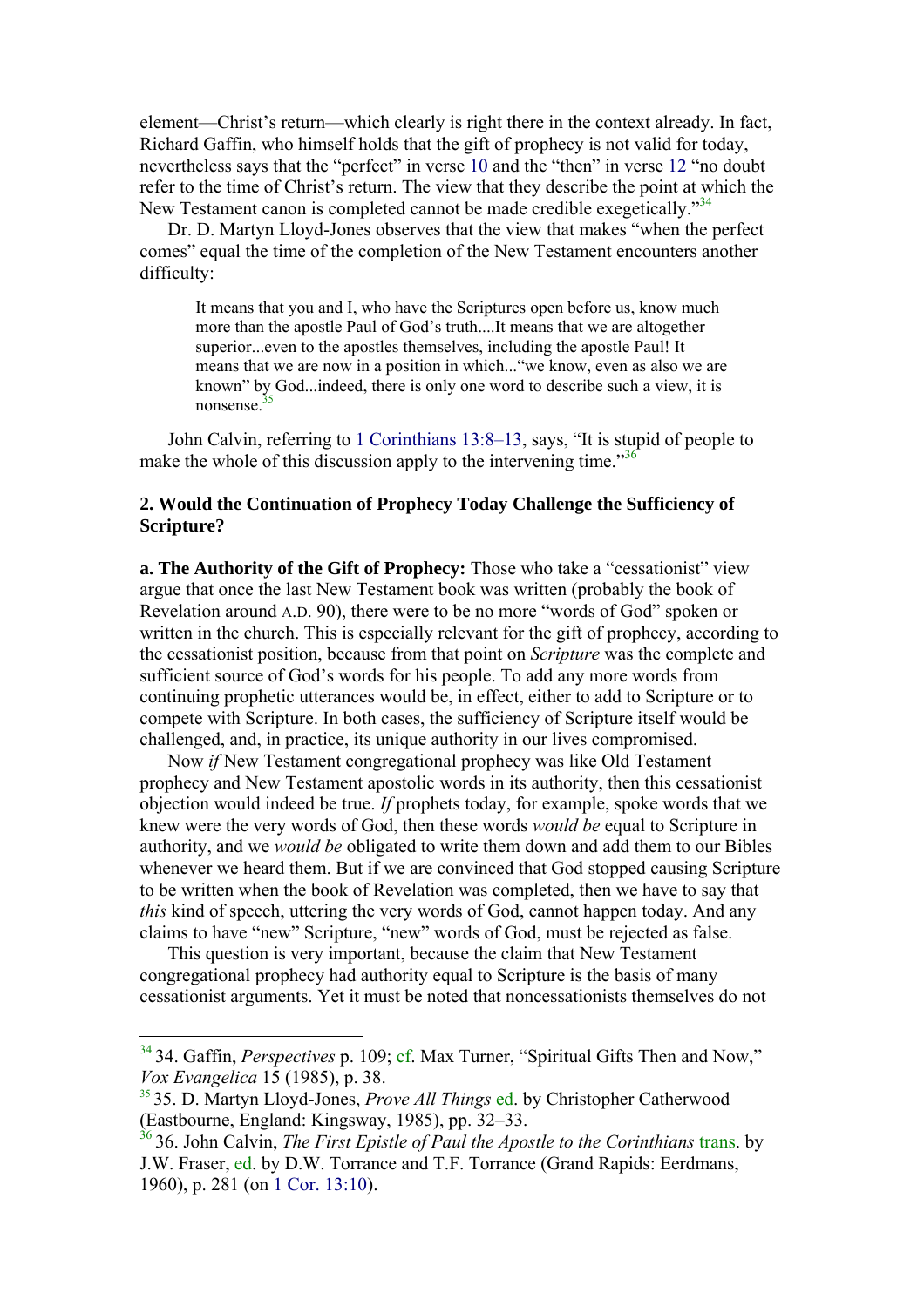element—Christ's return—which clearly is right there in the context already. In fact, Richard Gaffin, who himself holds that the gift of prophecy is not valid for today, nevertheless says that the "perfect" in verse 10 and the "then" in verse 12 "no doubt refer to the time of Christ's return. The view that they describe the point at which the New Testament canon is completed cannot be made credible exegetically."[34]

Dr. D. Martyn Lloyd-Jones observes that the view that makes "when the perfect comes" equal the time of the completion of the New Testament encounters another difficulty:

> It means that you and I, who have the Scriptures open before us, know much more than the apostle Paul of God's truth....It means that we are altogether superior...even to the apostles themselves, including the apostle Paul! It means that we are now in a position in which..."we know, even as also we are known" by God...indeed, there is only one word to describe such a view, it is nonsense.[35]

John Calvin, referring to 1 Corinthians 13:8–13, says, "It is stupid of people to make the whole of this discussion apply to the intervening time."[36]

### 2. Would the Continuation of Prophecy Today Challenge the Sufficiency of Scripture?

**a. The Authority of the Gift of Prophecy:** Those who take a "cessationist" view argue that once the last New Testament book was written (probably the book of Revelation around A.D. 90), there were to be no more "words of God" spoken or written in the church. This is especially relevant for the gift of prophecy, according to the cessationist position, because from that point on *Scripture* was the complete and sufficient source of God's words for his people. To add any more words from continuing prophetic utterances would be, in effect, either to add to Scripture or to compete with Scripture. In both cases, the sufficiency of Scripture itself would be challenged, and, in practice, its unique authority in our lives compromised.

Now *if* New Testament congregational prophecy was like Old Testament prophecy and New Testament apostolic words in its authority, then this cessationist objection would indeed be true. *If* prophets today, for example, spoke words that we knew were the very words of God, then these words *would be* equal to Scripture in authority, and we *would be* obligated to write them down and add them to our Bibles whenever we heard them. But if we are convinced that God stopped causing Scripture to be written when the book of Revelation was completed, then we have to say that *this* kind of speech, uttering the very words of God, cannot happen today. And any claims to have "new" Scripture, "new" words of God, must be rejected as false.

This question is very important, because the claim that New Testament congregational prophecy had authority equal to Scripture is the basis of many cessationist arguments. Yet it must be noted that noncessationists themselves do not

---

[34] 34. Gaffin, *Perspectives* p. 109; cf. Max Turner, "Spiritual Gifts Then and Now," *Vox Evangelica* 15 (1985), p. 38.

[35] 35. D. Martyn Lloyd-Jones, *Prove All Things* ed. by Christopher Catherwood (Eastbourne, England: Kingsway, 1985), pp. 32–33.

[36] 36. John Calvin, *The First Epistle of Paul the Apostle to the Corinthians* trans. by J.W. Fraser, ed. by D.W. Torrance and T.F. Torrance (Grand Rapids: Eerdmans, 1960), p. 281 (on 1 Cor. 13:10).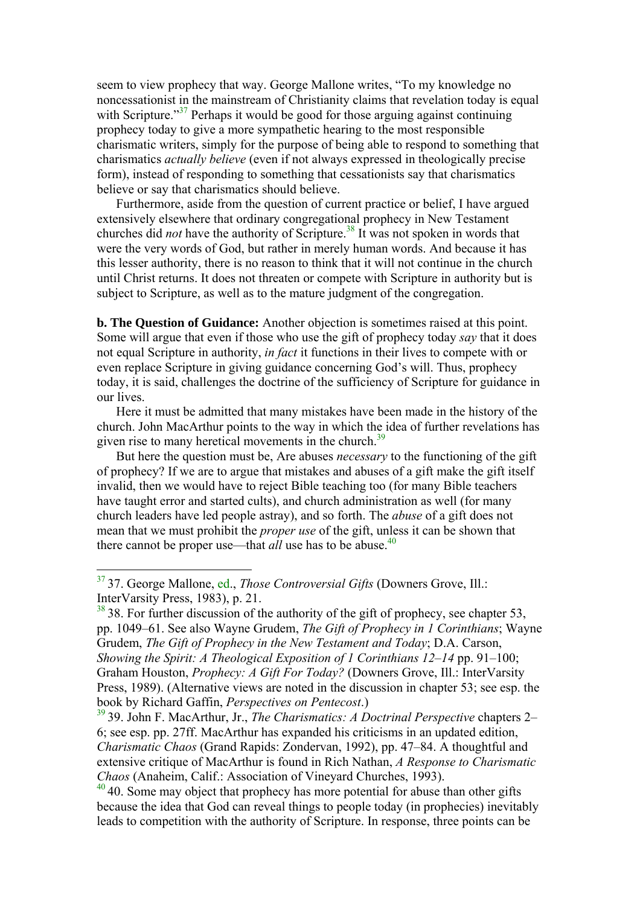seem to view prophecy that way. George Mallone writes, "To my knowledge no noncessationist in the mainstream of Christianity claims that revelation today is equal with Scripture."[37] Perhaps it would be good for those arguing against continuing prophecy today to give a more sympathetic hearing to the most responsible charismatic writers, simply for the purpose of being able to respond to something that charismatics *actually believe* (even if not always expressed in theologically precise form), instead of responding to something that cessationists say that charismatics believe or say that charismatics should believe.

Furthermore, aside from the question of current practice or belief, I have argued extensively elsewhere that ordinary congregational prophecy in New Testament churches did *not* have the authority of Scripture.[38] It was not spoken in words that were the very words of God, but rather in merely human words. And because it has this lesser authority, there is no reason to think that it will not continue in the church until Christ returns. It does not threaten or compete with Scripture in authority but is subject to Scripture, as well as to the mature judgment of the congregation.

**b. The Question of Guidance:** Another objection is sometimes raised at this point. Some will argue that even if those who use the gift of prophecy today *say* that it does not equal Scripture in authority, *in fact* it functions in their lives to compete with or even replace Scripture in giving guidance concerning God's will. Thus, prophecy today, it is said, challenges the doctrine of the sufficiency of Scripture for guidance in our lives.

Here it must be admitted that many mistakes have been made in the history of the church. John MacArthur points to the way in which the idea of further revelations has given rise to many heretical movements in the church.[39]

But here the question must be, Are abuses *necessary* to the functioning of the gift of prophecy? If we are to argue that mistakes and abuses of a gift make the gift itself invalid, then we would have to reject Bible teaching too (for many Bible teachers have taught error and started cults), and church administration as well (for many church leaders have led people astray), and so forth. The *abuse* of a gift does not mean that we must prohibit the *proper use* of the gift, unless it can be shown that there cannot be proper use—that *all* use has to be abuse.[40]

---

[37] 37. George Mallone, ed., *Those Controversial Gifts* (Downers Grove, Ill.: InterVarsity Press, 1983), p. 21.

[38] 38. For further discussion of the authority of the gift of prophecy, see chapter 53, pp. 1049–61. See also Wayne Grudem, *The Gift of Prophecy in 1 Corinthians*; Wayne Grudem, *The Gift of Prophecy in the New Testament and Today*; D.A. Carson, *Showing the Spirit: A Theological Exposition of 1 Corinthians 12–14* pp. 91–100; Graham Houston, *Prophecy: A Gift For Today?* (Downers Grove, Ill.: InterVarsity Press, 1989). (Alternative views are noted in the discussion in chapter 53; see esp. the book by Richard Gaffin, *Perspectives on Pentecost*.)

[39] 39. John F. MacArthur, Jr., *The Charismatics: A Doctrinal Perspective* chapters 2–6; see esp. pp. 27ff. MacArthur has expanded his criticisms in an updated edition, *Charismatic Chaos* (Grand Rapids: Zondervan, 1992), pp. 47–84. A thoughtful and extensive critique of MacArthur is found in Rich Nathan, *A Response to Charismatic Chaos* (Anaheim, Calif.: Association of Vineyard Churches, 1993).

[40] 40. Some may object that prophecy has more potential for abuse than other gifts because the idea that God can reveal things to people today (in prophecies) inevitably leads to competition with the authority of Scripture. In response, three points can be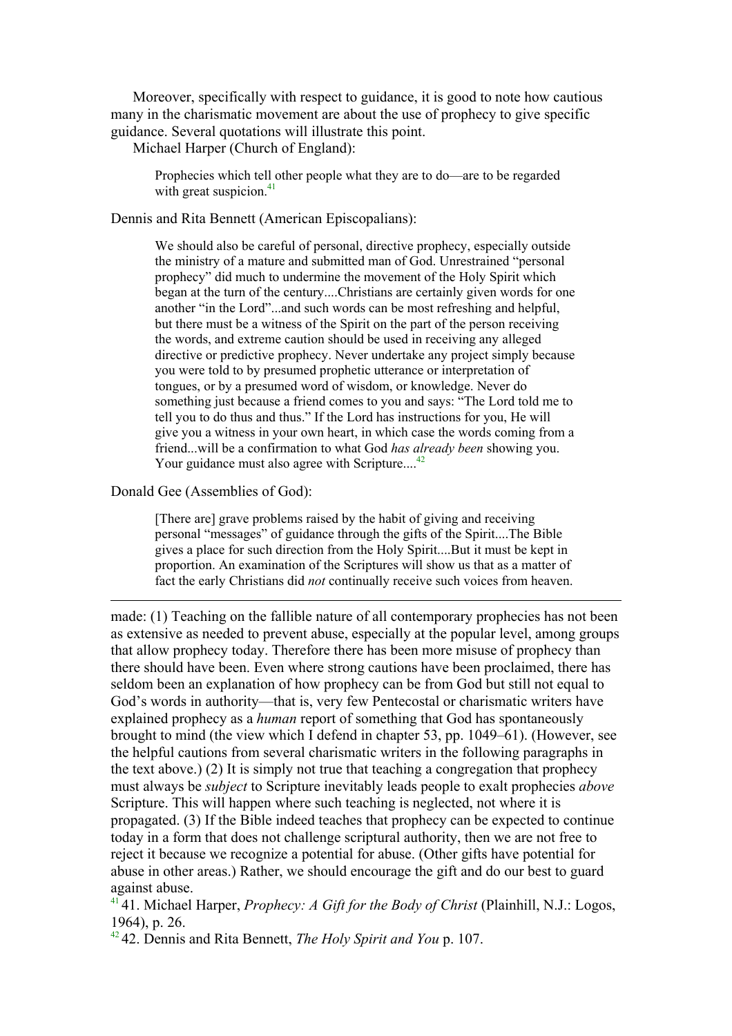Moreover, specifically with respect to guidance, it is good to note how cautious many in the charismatic movement are about the use of prophecy to give specific guidance. Several quotations will illustrate this point.

Michael Harper (Church of England):

> Prophecies which tell other people what they are to do—are to be regarded with great suspicion.[41]

Dennis and Rita Bennett (American Episcopalians):

> We should also be careful of personal, directive prophecy, especially outside the ministry of a mature and submitted man of God. Unrestrained "personal prophecy" did much to undermine the movement of the Holy Spirit which began at the turn of the century....Christians are certainly given words for one another "in the Lord"...and such words can be most refreshing and helpful, but there must be a witness of the Spirit on the part of the person receiving the words, and extreme caution should be used in receiving any alleged directive or predictive prophecy. Never undertake any project simply because you were told to by presumed prophetic utterance or interpretation of tongues, or by a presumed word of wisdom, or knowledge. Never do something just because a friend comes to you and says: "The Lord told me to tell you to do thus and thus." If the Lord has instructions for you, He will give you a witness in your own heart, in which case the words coming from a friend...will be a confirmation to what God *has already been* showing you. Your guidance must also agree with Scripture....[42]

Donald Gee (Assemblies of God):

> [There are] grave problems raised by the habit of giving and receiving personal "messages" of guidance through the gifts of the Spirit....The Bible gives a place for such direction from the Holy Spirit....But it must be kept in proportion. An examination of the Scriptures will show us that as a matter of fact the early Christians did *not* continually receive such voices from heaven.

---

made: (1) Teaching on the fallible nature of all contemporary prophecies has not been as extensive as needed to prevent abuse, especially at the popular level, among groups that allow prophecy today. Therefore there has been more misuse of prophecy than there should have been. Even where strong cautions have been proclaimed, there has seldom been an explanation of how prophecy can be from God but still not equal to God's words in authority—that is, very few Pentecostal or charismatic writers have explained prophecy as a *human* report of something that God has spontaneously brought to mind (the view which I defend in chapter 53, pp. 1049–61). (However, see the helpful cautions from several charismatic writers in the following paragraphs in the text above.) (2) It is simply not true that teaching a congregation that prophecy must always be *subject* to Scripture inevitably leads people to exalt prophecies *above* Scripture. This will happen where such teaching is neglected, not where it is propagated. (3) If the Bible indeed teaches that prophecy can be expected to continue today in a form that does not challenge scriptural authority, then we are not free to reject it because we recognize a potential for abuse. (Other gifts have potential for abuse in other areas.) Rather, we should encourage the gift and do our best to guard against abuse.

[41] 41. Michael Harper, *Prophecy: A Gift for the Body of Christ* (Plainhill, N.J.: Logos, 1964), p. 26.

[42] 42. Dennis and Rita Bennett, *The Holy Spirit and You* p. 107.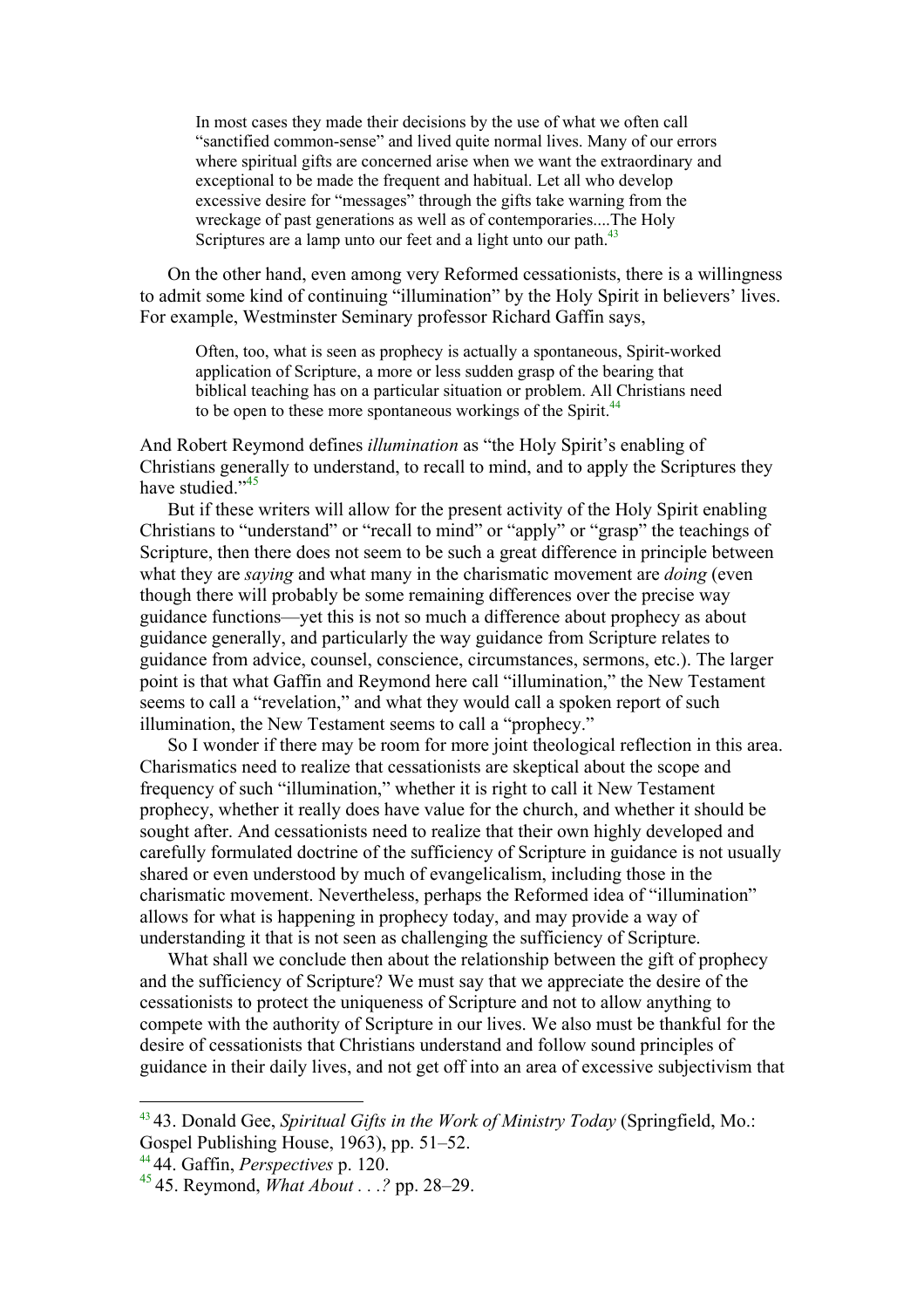> In most cases they made their decisions by the use of what we often call "sanctified common-sense" and lived quite normal lives. Many of our errors where spiritual gifts are concerned arise when we want the extraordinary and exceptional to be made the frequent and habitual. Let all who develop excessive desire for "messages" through the gifts take warning from the wreckage of past generations as well as of contemporaries....The Holy Scriptures are a lamp unto our feet and a light unto our path.[43]

On the other hand, even among very Reformed cessationists, there is a willingness to admit some kind of continuing "illumination" by the Holy Spirit in believers' lives. For example, Westminster Seminary professor Richard Gaffin says,

> Often, too, what is seen as prophecy is actually a spontaneous, Spirit-worked application of Scripture, a more or less sudden grasp of the bearing that biblical teaching has on a particular situation or problem. All Christians need to be open to these more spontaneous workings of the Spirit.[44]

And Robert Reymond defines *illumination* as "the Holy Spirit's enabling of Christians generally to understand, to recall to mind, and to apply the Scriptures they have studied."[45]

But if these writers will allow for the present activity of the Holy Spirit enabling Christians to "understand" or "recall to mind" or "apply" or "grasp" the teachings of Scripture, then there does not seem to be such a great difference in principle between what they are *saying* and what many in the charismatic movement are *doing* (even though there will probably be some remaining differences over the precise way guidance functions—yet this is not so much a difference about prophecy as about guidance generally, and particularly the way guidance from Scripture relates to guidance from advice, counsel, conscience, circumstances, sermons, etc.). The larger point is that what Gaffin and Reymond here call "illumination," the New Testament seems to call a "revelation," and what they would call a spoken report of such illumination, the New Testament seems to call a "prophecy."

So I wonder if there may be room for more joint theological reflection in this area. Charismatics need to realize that cessationists are skeptical about the scope and frequency of such "illumination," whether it is right to call it New Testament prophecy, whether it really does have value for the church, and whether it should be sought after. And cessationists need to realize that their own highly developed and carefully formulated doctrine of the sufficiency of Scripture in guidance is not usually shared or even understood by much of evangelicalism, including those in the charismatic movement. Nevertheless, perhaps the Reformed idea of "illumination" allows for what is happening in prophecy today, and may provide a way of understanding it that is not seen as challenging the sufficiency of Scripture.

What shall we conclude then about the relationship between the gift of prophecy and the sufficiency of Scripture? We must say that we appreciate the desire of the cessationists to protect the uniqueness of Scripture and not to allow anything to compete with the authority of Scripture in our lives. We also must be thankful for the desire of cessationists that Christians understand and follow sound principles of guidance in their daily lives, and not get off into an area of excessive subjectivism that

---

[43] 43. Donald Gee, *Spiritual Gifts in the Work of Ministry Today* (Springfield, Mo.: Gospel Publishing House, 1963), pp. 51–52.

[44] 44. Gaffin, *Perspectives* p. 120.

[45] 45. Reymond, *What About . . .?* pp. 28–29.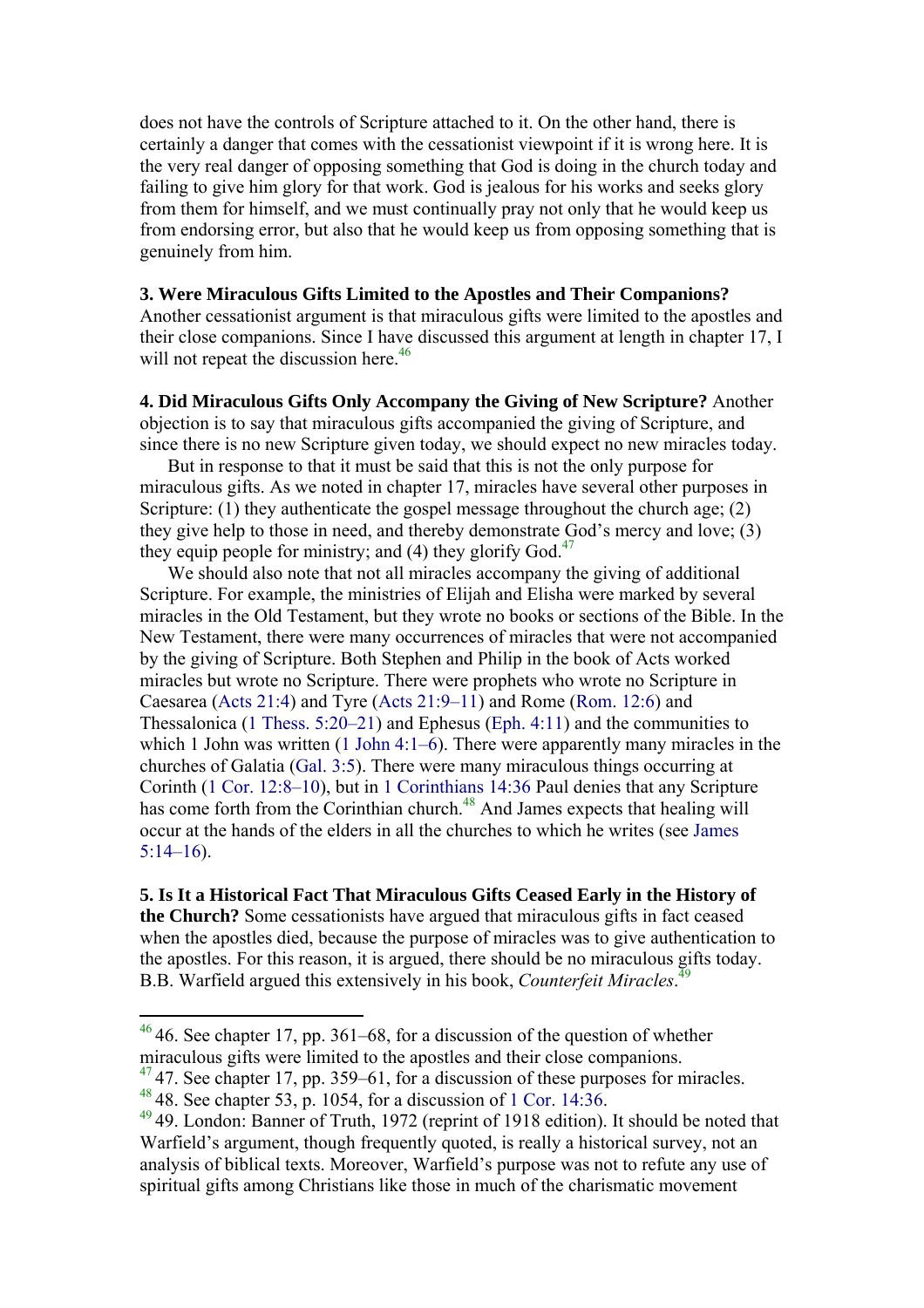does not have the controls of Scripture attached to it. On the other hand, there is certainly a danger that comes with the cessationist viewpoint if it is wrong here. It is the very real danger of opposing something that God is doing in the church today and failing to give him glory for that work. God is jealous for his works and seeks glory from them for himself, and we must continually pray not only that he would keep us from endorsing error, but also that he would keep us from opposing something that is genuinely from him.

**3. Were Miraculous Gifts Limited to the Apostles and Their Companions?** Another cessationist argument is that miraculous gifts were limited to the apostles and their close companions. Since I have discussed this argument at length in chapter 17, I will not repeat the discussion here.[46]

**4. Did Miraculous Gifts Only Accompany the Giving of New Scripture?** Another objection is to say that miraculous gifts accompanied the giving of Scripture, and since there is no new Scripture given today, we should expect no new miracles today.

But in response to that it must be said that this is not the only purpose for miraculous gifts. As we noted in chapter 17, miracles have several other purposes in Scripture: (1) they authenticate the gospel message throughout the church age; (2) they give help to those in need, and thereby demonstrate God's mercy and love; (3) they equip people for ministry; and (4) they glorify God.[47]

We should also note that not all miracles accompany the giving of additional Scripture. For example, the ministries of Elijah and Elisha were marked by several miracles in the Old Testament, but they wrote no books or sections of the Bible. In the New Testament, there were many occurrences of miracles that were not accompanied by the giving of Scripture. Both Stephen and Philip in the book of Acts worked miracles but wrote no Scripture. There were prophets who wrote no Scripture in Caesarea (Acts 21:4) and Tyre (Acts 21:9–11) and Rome (Rom. 12:6) and Thessalonica (1 Thess. 5:20–21) and Ephesus (Eph. 4:11) and the communities to which 1 John was written (1 John 4:1–6). There were apparently many miracles in the churches of Galatia (Gal. 3:5). There were many miraculous things occurring at Corinth (1 Cor. 12:8–10), but in 1 Corinthians 14:36 Paul denies that any Scripture has come forth from the Corinthian church.[48] And James expects that healing will occur at the hands of the elders in all the churches to which he writes (see James 5:14–16).

**5. Is It a Historical Fact That Miraculous Gifts Ceased Early in the History of the Church?** Some cessationists have argued that miraculous gifts in fact ceased when the apostles died, because the purpose of miracles was to give authentication to the apostles. For this reason, it is argued, there should be no miraculous gifts today. B.B. Warfield argued this extensively in his book, *Counterfeit Miracles*.[49]

---

[46] 46. See chapter 17, pp. 361–68, for a discussion of the question of whether miraculous gifts were limited to the apostles and their close companions.

[47] 47. See chapter 17, pp. 359–61, for a discussion of these purposes for miracles.

[48] 48. See chapter 53, p. 1054, for a discussion of 1 Cor. 14:36.

[49] 49. London: Banner of Truth, 1972 (reprint of 1918 edition). It should be noted that Warfield's argument, though frequently quoted, is really a historical survey, not an analysis of biblical texts. Moreover, Warfield's purpose was not to refute any use of spiritual gifts among Christians like those in much of the charismatic movement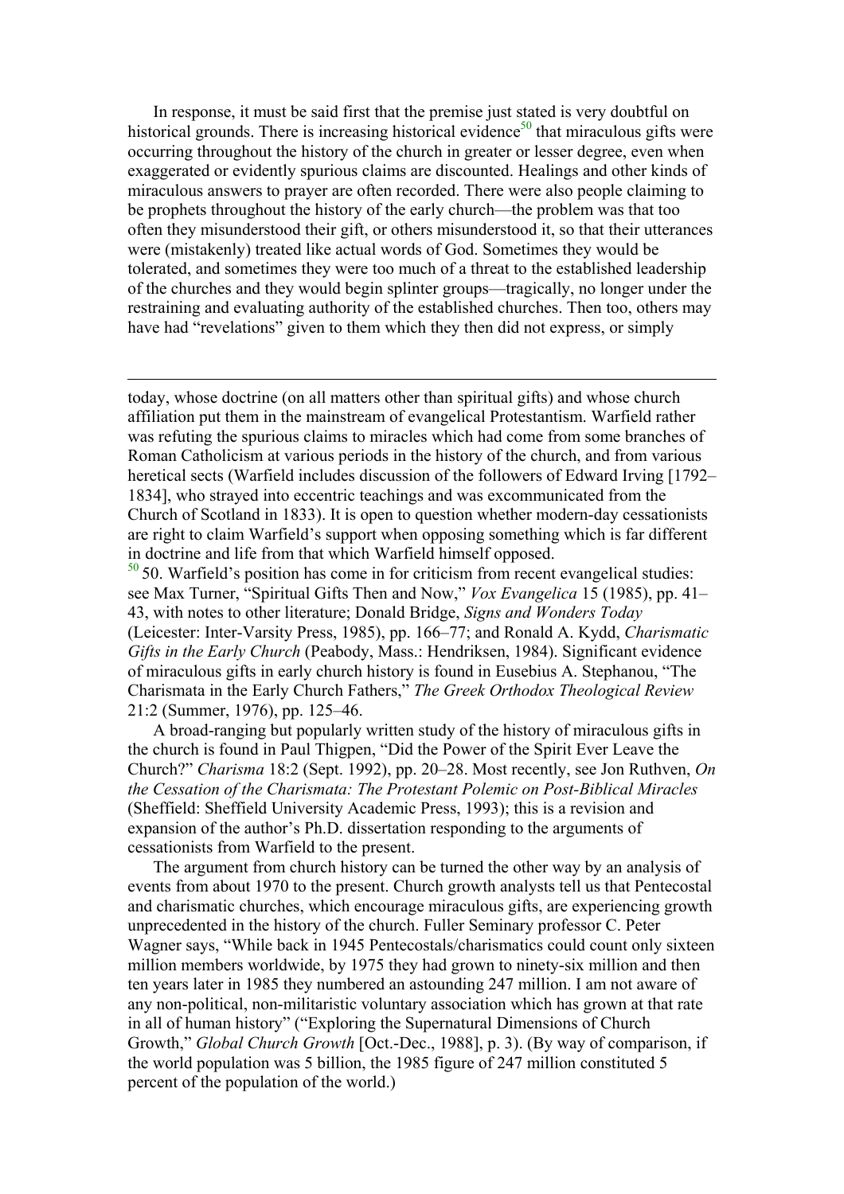In response, it must be said first that the premise just stated is very doubtful on historical grounds. There is increasing historical evidence[50] that miraculous gifts were occurring throughout the history of the church in greater or lesser degree, even when exaggerated or evidently spurious claims are discounted. Healings and other kinds of miraculous answers to prayer are often recorded. There were also people claiming to be prophets throughout the history of the early church—the problem was that too often they misunderstood their gift, or others misunderstood it, so that their utterances were (mistakenly) treated like actual words of God. Sometimes they would be tolerated, and sometimes they were too much of a threat to the established leadership of the churches and they would begin splinter groups—tragically, no longer under the restraining and evaluating authority of the established churches. Then too, others may have had "revelations" given to them which they then did not express, or simply

---

today, whose doctrine (on all matters other than spiritual gifts) and whose church affiliation put them in the mainstream of evangelical Protestantism. Warfield rather was refuting the spurious claims to miracles which had come from some branches of Roman Catholicism at various periods in the history of the church, and from various heretical sects (Warfield includes discussion of the followers of Edward Irving [1792–1834], who strayed into eccentric teachings and was excommunicated from the Church of Scotland in 1833). It is open to question whether modern-day cessationists are right to claim Warfield's support when opposing something which is far different in doctrine and life from that which Warfield himself opposed.

[50] 50. Warfield's position has come in for criticism from recent evangelical studies: see Max Turner, "Spiritual Gifts Then and Now," *Vox Evangelica* 15 (1985), pp. 41–43, with notes to other literature; Donald Bridge, *Signs and Wonders Today* (Leicester: Inter-Varsity Press, 1985), pp. 166–77; and Ronald A. Kydd, *Charismatic Gifts in the Early Church* (Peabody, Mass.: Hendriksen, 1984). Significant evidence of miraculous gifts in early church history is found in Eusebius A. Stephanou, "The Charismata in the Early Church Fathers," *The Greek Orthodox Theological Review* 21:2 (Summer, 1976), pp. 125–46.

A broad-ranging but popularly written study of the history of miraculous gifts in the church is found in Paul Thigpen, "Did the Power of the Spirit Ever Leave the Church?" *Charisma* 18:2 (Sept. 1992), pp. 20–28. Most recently, see Jon Ruthven, *On the Cessation of the Charismata: The Protestant Polemic on Post-Biblical Miracles* (Sheffield: Sheffield University Academic Press, 1993); this is a revision and expansion of the author's Ph.D. dissertation responding to the arguments of cessationists from Warfield to the present.

The argument from church history can be turned the other way by an analysis of events from about 1970 to the present. Church growth analysts tell us that Pentecostal and charismatic churches, which encourage miraculous gifts, are experiencing growth unprecedented in the history of the church. Fuller Seminary professor C. Peter Wagner says, "While back in 1945 Pentecostals/charismatics could count only sixteen million members worldwide, by 1975 they had grown to ninety-six million and then ten years later in 1985 they numbered an astounding 247 million. I am not aware of any non-political, non-militaristic voluntary association which has grown at that rate in all of human history" ("Exploring the Supernatural Dimensions of Church Growth," *Global Church Growth* [Oct.-Dec., 1988], p. 3). (By way of comparison, if the world population was 5 billion, the 1985 figure of 247 million constituted 5 percent of the population of the world.)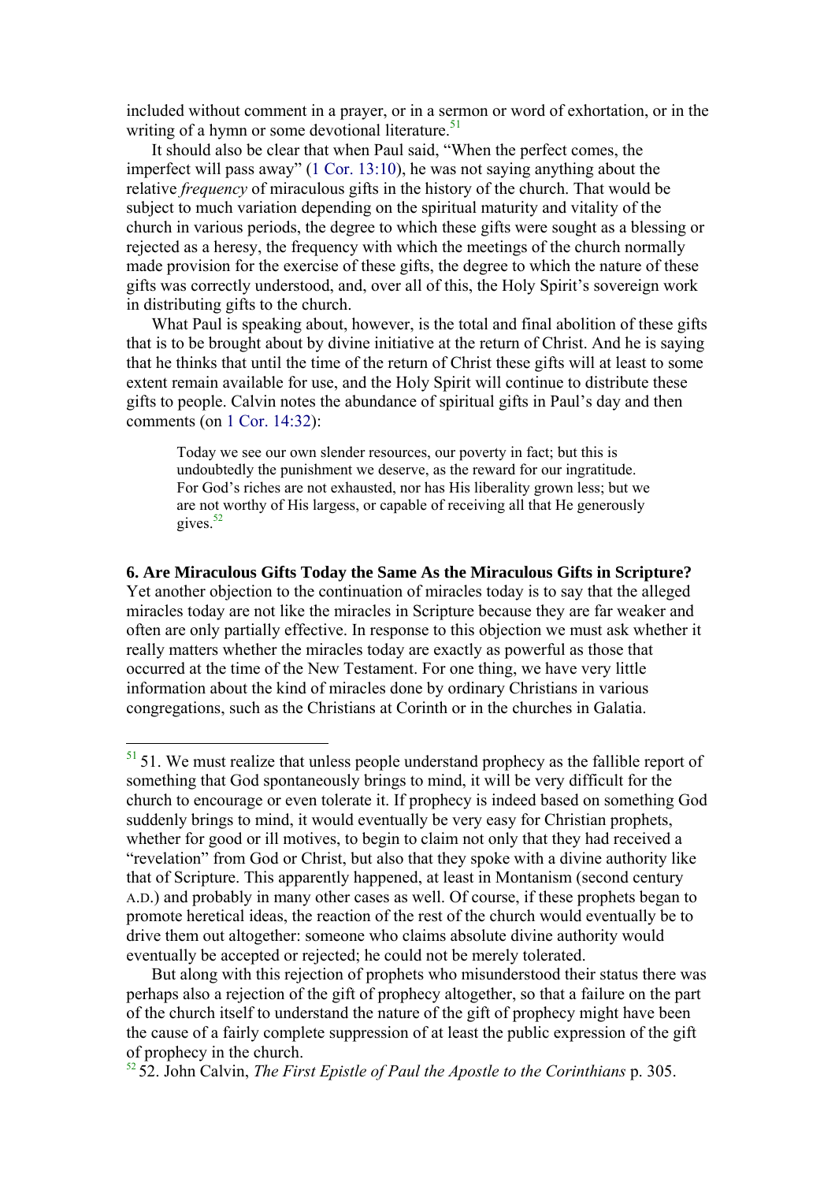included without comment in a prayer, or in a sermon or word of exhortation, or in the writing of a hymn or some devotional literature.[51]

It should also be clear that when Paul said, "When the perfect comes, the imperfect will pass away" (1 Cor. 13:10), he was not saying anything about the relative *frequency* of miraculous gifts in the history of the church. That would be subject to much variation depending on the spiritual maturity and vitality of the church in various periods, the degree to which these gifts were sought as a blessing or rejected as a heresy, the frequency with which the meetings of the church normally made provision for the exercise of these gifts, the degree to which the nature of these gifts was correctly understood, and, over all of this, the Holy Spirit's sovereign work in distributing gifts to the church.

What Paul is speaking about, however, is the total and final abolition of these gifts that is to be brought about by divine initiative at the return of Christ. And he is saying that he thinks that until the time of the return of Christ these gifts will at least to some extent remain available for use, and the Holy Spirit will continue to distribute these gifts to people. Calvin notes the abundance of spiritual gifts in Paul's day and then comments (on 1 Cor. 14:32):

> Today we see our own slender resources, our poverty in fact; but this is undoubtedly the punishment we deserve, as the reward for our ingratitude. For God's riches are not exhausted, nor has His liberality grown less; but we are not worthy of His largess, or capable of receiving all that He generously gives.[52]

**6. Are Miraculous Gifts Today the Same As the Miraculous Gifts in Scripture?**

Yet another objection to the continuation of miracles today is to say that the alleged miracles today are not like the miracles in Scripture because they are far weaker and often are only partially effective. In response to this objection we must ask whether it really matters whether the miracles today are exactly as powerful as those that occurred at the time of the New Testament. For one thing, we have very little information about the kind of miracles done by ordinary Christians in various congregations, such as the Christians at Corinth or in the churches in Galatia.

---

[51] 51. We must realize that unless people understand prophecy as the fallible report of something that God spontaneously brings to mind, it will be very difficult for the church to encourage or even tolerate it. If prophecy is indeed based on something God suddenly brings to mind, it would eventually be very easy for Christian prophets, whether for good or ill motives, to begin to claim not only that they had received a "revelation" from God or Christ, but also that they spoke with a divine authority like that of Scripture. This apparently happened, at least in Montanism (second century A.D.) and probably in many other cases as well. Of course, if these prophets began to promote heretical ideas, the reaction of the rest of the church would eventually be to drive them out altogether: someone who claims absolute divine authority would eventually be accepted or rejected; he could not be merely tolerated.

But along with this rejection of prophets who misunderstood their status there was perhaps also a rejection of the gift of prophecy altogether, so that a failure on the part of the church itself to understand the nature of the gift of prophecy might have been the cause of a fairly complete suppression of at least the public expression of the gift of prophecy in the church.

[52] 52. John Calvin, *The First Epistle of Paul the Apostle to the Corinthians* p. 305.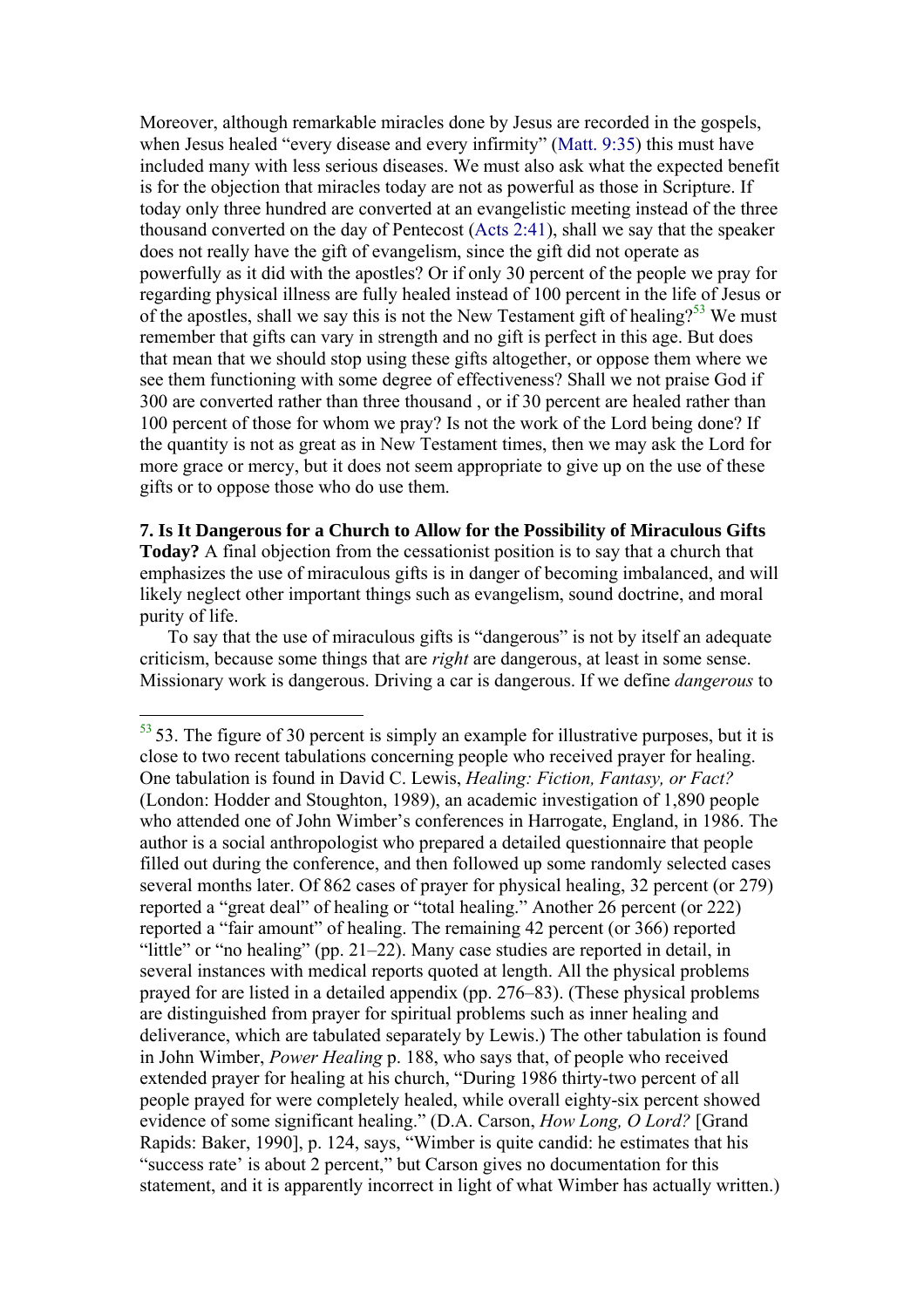Moreover, although remarkable miracles done by Jesus are recorded in the gospels, when Jesus healed "every disease and every infirmity" (Matt. 9:35) this must have included many with less serious diseases. We must also ask what the expected benefit is for the objection that miracles today are not as powerful as those in Scripture. If today only three hundred are converted at an evangelistic meeting instead of the three thousand converted on the day of Pentecost (Acts 2:41), shall we say that the speaker does not really have the gift of evangelism, since the gift did not operate as powerfully as it did with the apostles? Or if only 30 percent of the people we pray for regarding physical illness are fully healed instead of 100 percent in the life of Jesus or of the apostles, shall we say this is not the New Testament gift of healing?[53] We must remember that gifts can vary in strength and no gift is perfect in this age. But does that mean that we should stop using these gifts altogether, or oppose them where we see them functioning with some degree of effectiveness? Shall we not praise God if 300 are converted rather than three thousand , or if 30 percent are healed rather than 100 percent of those for whom we pray? Is not the work of the Lord being done? If the quantity is not as great as in New Testament times, then we may ask the Lord for more grace or mercy, but it does not seem appropriate to give up on the use of these gifts or to oppose those who do use them.

**7. Is It Dangerous for a Church to Allow for the Possibility of Miraculous Gifts Today?** A final objection from the cessationist position is to say that a church that emphasizes the use of miraculous gifts is in danger of becoming imbalanced, and will likely neglect other important things such as evangelism, sound doctrine, and moral purity of life.

To say that the use of miraculous gifts is "dangerous" is not by itself an adequate criticism, because some things that are *right* are dangerous, at least in some sense. Missionary work is dangerous. Driving a car is dangerous. If we define *dangerous* to

---

[53] 53. The figure of 30 percent is simply an example for illustrative purposes, but it is close to two recent tabulations concerning people who received prayer for healing. One tabulation is found in David C. Lewis, *Healing: Fiction, Fantasy, or Fact?* (London: Hodder and Stoughton, 1989), an academic investigation of 1,890 people who attended one of John Wimber's conferences in Harrogate, England, in 1986. The author is a social anthropologist who prepared a detailed questionnaire that people filled out during the conference, and then followed up some randomly selected cases several months later. Of 862 cases of prayer for physical healing, 32 percent (or 279) reported a "great deal" of healing or "total healing." Another 26 percent (or 222) reported a "fair amount" of healing. The remaining 42 percent (or 366) reported "little" or "no healing" (pp. 21–22). Many case studies are reported in detail, in several instances with medical reports quoted at length. All the physical problems prayed for are listed in a detailed appendix (pp. 276–83). (These physical problems are distinguished from prayer for spiritual problems such as inner healing and deliverance, which are tabulated separately by Lewis.) The other tabulation is found in John Wimber, *Power Healing* p. 188, who says that, of people who received extended prayer for healing at his church, "During 1986 thirty-two percent of all people prayed for were completely healed, while overall eighty-six percent showed evidence of some significant healing." (D.A. Carson, *How Long, O Lord?* [Grand Rapids: Baker, 1990], p. 124, says, "Wimber is quite candid: he estimates that his "success rate' is about 2 percent," but Carson gives no documentation for this statement, and it is apparently incorrect in light of what Wimber has actually written.)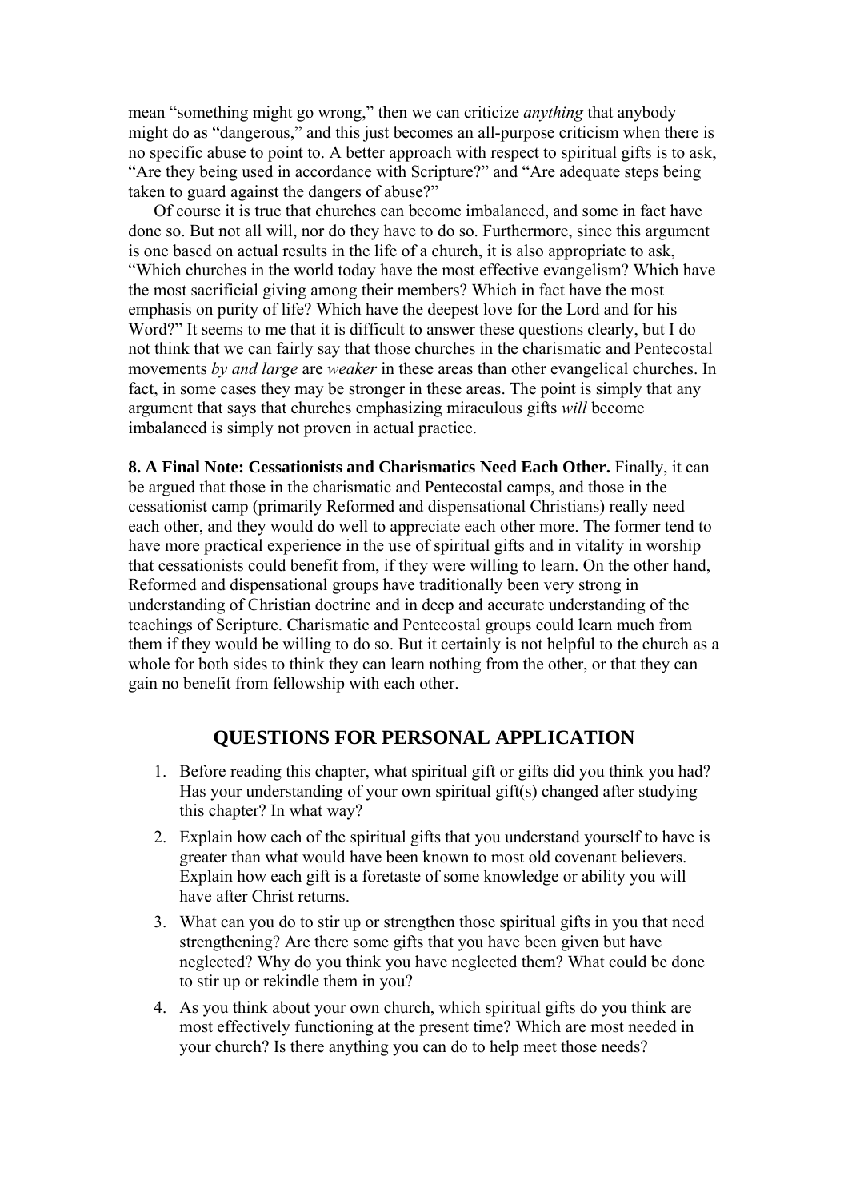mean “something might go wrong,” then we can criticize *anything* that anybody might do as “dangerous,” and this just becomes an all-purpose criticism when there is no specific abuse to point to. A better approach with respect to spiritual gifts is to ask, “Are they being used in accordance with Scripture?” and “Are adequate steps being taken to guard against the dangers of abuse?”

Of course it is true that churches can become imbalanced, and some in fact have done so. But not all will, nor do they have to do so. Furthermore, since this argument is one based on actual results in the life of a church, it is also appropriate to ask, “Which churches in the world today have the most effective evangelism? Which have the most sacrificial giving among their members? Which in fact have the most emphasis on purity of life? Which have the deepest love for the Lord and for his Word?” It seems to me that it is difficult to answer these questions clearly, but I do not think that we can fairly say that those churches in the charismatic and Pentecostal movements *by and large* are *weaker* in these areas than other evangelical churches. In fact, in some cases they may be stronger in these areas. The point is simply that any argument that says that churches emphasizing miraculous gifts *will* become imbalanced is simply not proven in actual practice.

**8. A Final Note: Cessationists and Charismatics Need Each Other.** Finally, it can be argued that those in the charismatic and Pentecostal camps, and those in the cessationist camp (primarily Reformed and dispensational Christians) really need each other, and they would do well to appreciate each other more. The former tend to have more practical experience in the use of spiritual gifts and in vitality in worship that cessationists could benefit from, if they were willing to learn. On the other hand, Reformed and dispensational groups have traditionally been very strong in understanding of Christian doctrine and in deep and accurate understanding of the teachings of Scripture. Charismatic and Pentecostal groups could learn much from them if they would be willing to do so. But it certainly is not helpful to the church as a whole for both sides to think they can learn nothing from the other, or that they can gain no benefit from fellowship with each other.

## QUESTIONS FOR PERSONAL APPLICATION

1. Before reading this chapter, what spiritual gift or gifts did you think you had? Has your understanding of your own spiritual gift(s) changed after studying this chapter? In what way?
2. Explain how each of the spiritual gifts that you understand yourself to have is greater than what would have been known to most old covenant believers. Explain how each gift is a foretaste of some knowledge or ability you will have after Christ returns.
3. What can you do to stir up or strengthen those spiritual gifts in you that need strengthening? Are there some gifts that you have been given but have neglected? Why do you think you have neglected them? What could be done to stir up or rekindle them in you?
4. As you think about your own church, which spiritual gifts do you think are most effectively functioning at the present time? Which are most needed in your church? Is there anything you can do to help meet those needs?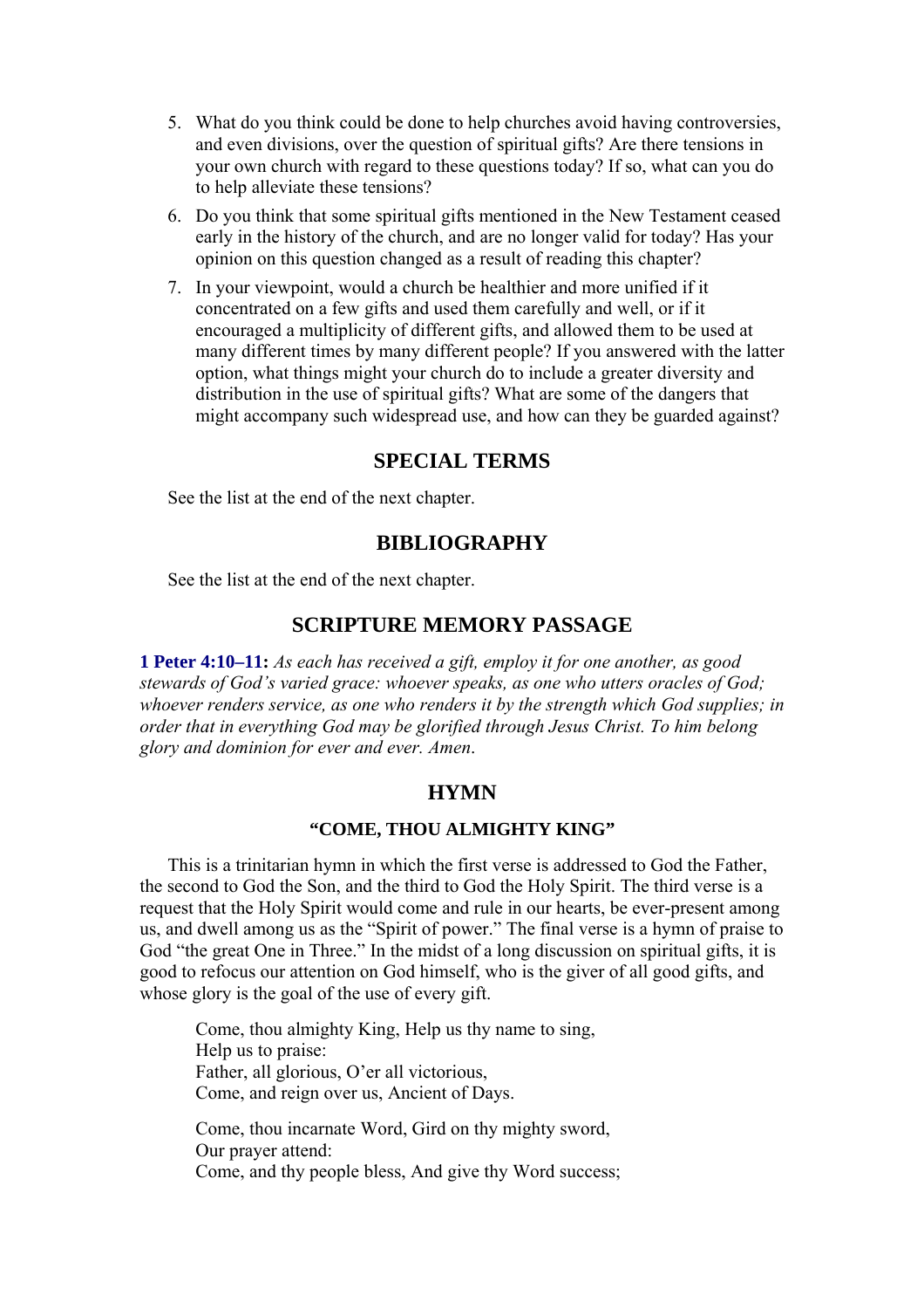5. What do you think could be done to help churches avoid having controversies, and even divisions, over the question of spiritual gifts? Are there tensions in your own church with regard to these questions today? If so, what can you do to help alleviate these tensions?
6. Do you think that some spiritual gifts mentioned in the New Testament ceased early in the history of the church, and are no longer valid for today? Has your opinion on this question changed as a result of reading this chapter?
7. In your viewpoint, would a church be healthier and more unified if it concentrated on a few gifts and used them carefully and well, or if it encouraged a multiplicity of different gifts, and allowed them to be used at many different times by many different people? If you answered with the latter option, what things might your church do to include a greater diversity and distribution in the use of spiritual gifts? What are some of the dangers that might accompany such widespread use, and how can they be guarded against?

## SPECIAL TERMS

See the list at the end of the next chapter.

## BIBLIOGRAPHY

See the list at the end of the next chapter.

## SCRIPTURE MEMORY PASSAGE

**1 Peter 4:10–11:** *As each has received a gift, employ it for one another, as good stewards of God's varied grace: whoever speaks, as one who utters oracles of God; whoever renders service, as one who renders it by the strength which God supplies; in order that in everything God may be glorified through Jesus Christ. To him belong glory and dominion for ever and ever. Amen*.

## HYMN

### "COME, THOU ALMIGHTY KING"

This is a trinitarian hymn in which the first verse is addressed to God the Father, the second to God the Son, and the third to God the Holy Spirit. The third verse is a request that the Holy Spirit would come and rule in our hearts, be ever-present among us, and dwell among us as the "Spirit of power." The final verse is a hymn of praise to God "the great One in Three." In the midst of a long discussion on spiritual gifts, it is good to refocus our attention on God himself, who is the giver of all good gifts, and whose glory is the goal of the use of every gift.

Come, thou almighty King, Help us thy name to sing,
Help us to praise:
Father, all glorious, O'er all victorious,
Come, and reign over us, Ancient of Days.

Come, thou incarnate Word, Gird on thy mighty sword,
Our prayer attend:
Come, and thy people bless, And give thy Word success;